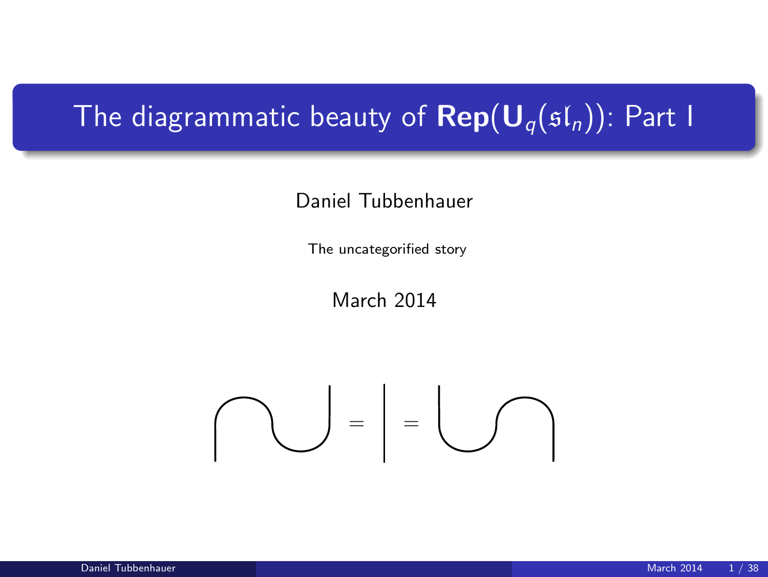# The diagrammatic beauty of $\mathbf{Rep}(\mathbf{U}_q(\mathfrak{sl}_n))$: Part I

Daniel Tubbenhauer

The uncategorified story

March 2014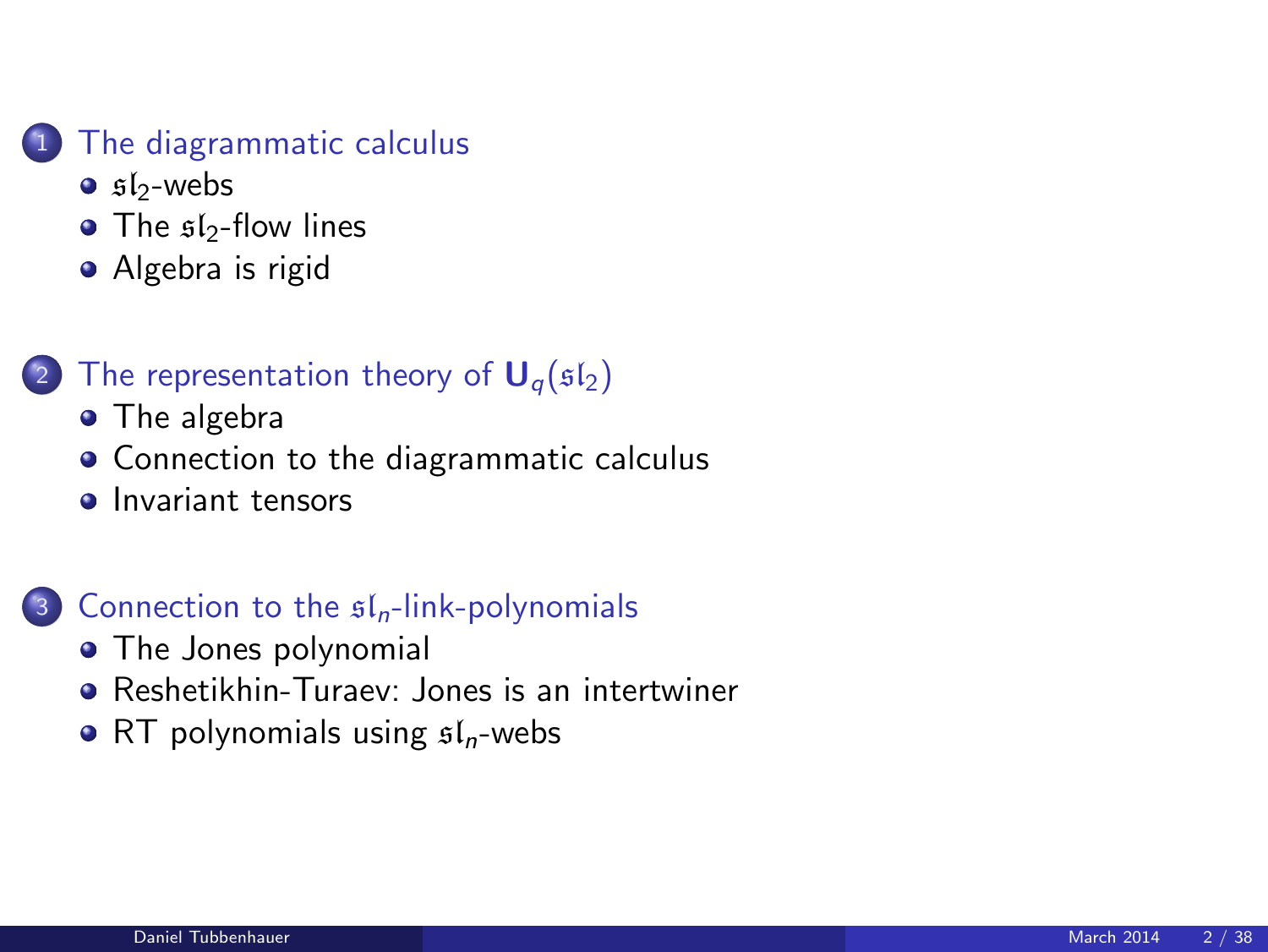1. The diagrammatic calculus
   - $\mathfrak{sl}_2$-webs
   - The $\mathfrak{sl}_2$-flow lines
   - Algebra is rigid

2. The representation theory of $\mathbf{U}_q(\mathfrak{sl}_2)$
   - The algebra
   - Connection to the diagrammatic calculus
   - Invariant tensors

3. Connection to the $\mathfrak{sl}_n$-link-polynomials
   - The Jones polynomial
   - Reshetikhin-Turaev: Jones is an intertwiner
   - RT polynomials using $\mathfrak{sl}_n$-webs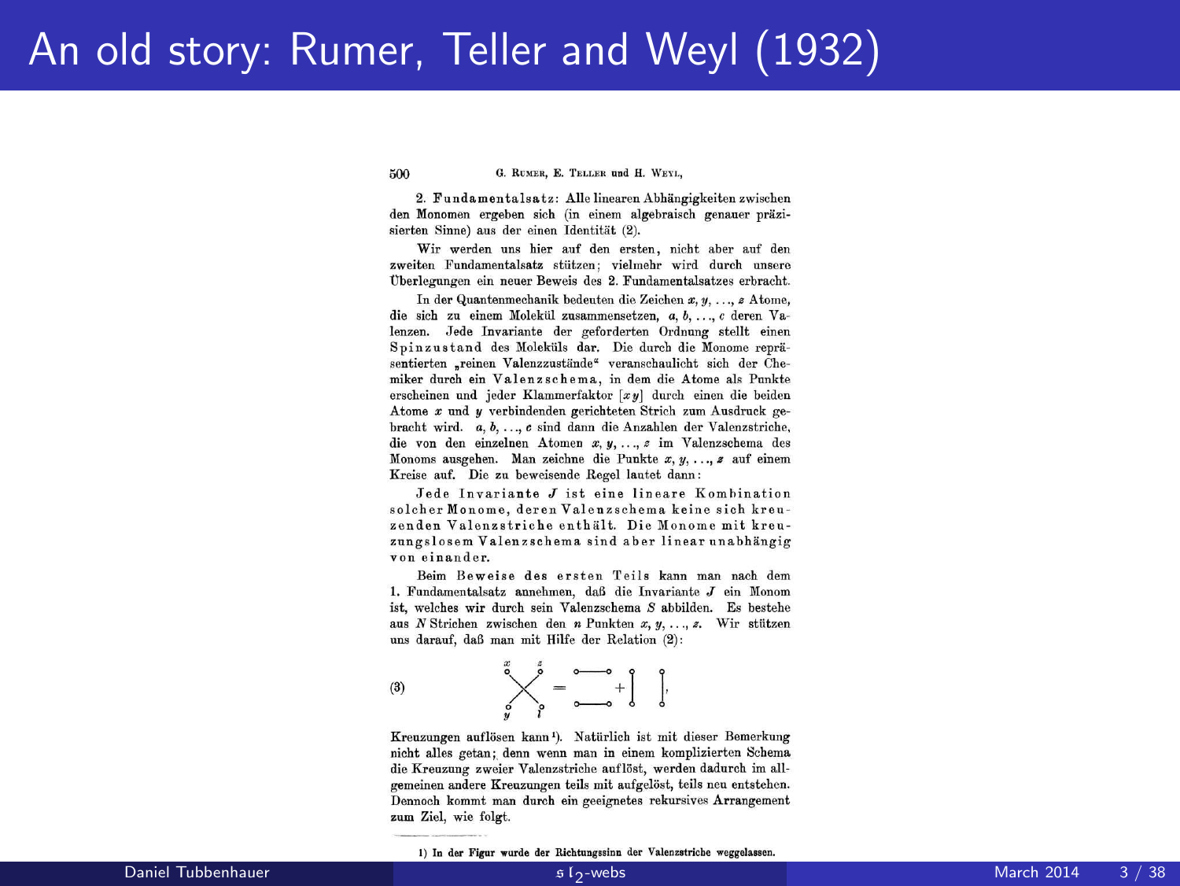# An old story: Rumer, Teller and Weyl (1932)

2. Fundamentalsatz: Alle linearen Abhängigkeiten zwischen den Monomen ergeben sich (in einem algebraisch genauer präzisierten Sinne) aus der einen Identität (2).

Wir werden uns hier auf den ersten, nicht aber auf den zweiten Fundamentalsatz stützen; vielmehr wird durch unsere Überlegungen ein neuer Beweis des 2. Fundamentalsatzes erbracht.

In der Quantenmechanik bedeuten die Zeichen $x, y, \ldots, z$ Atome, die sich zu einem Molekül zusammensetzen, $a, b, \ldots, c$ deren Valenzen. Jede Invariante der geforderten Ordnung stellt einen Spinzustand des Moleküls dar. Die durch die Monome repräsentierten „reinen Valenzzustände" veranschaulicht sich der Chemiker durch ein Valenzschema, in dem die Atome als Punkte erscheinen und jeder Klammerfaktor $[xy]$ durch einen die beiden Atome $x$ und $y$ verbindenden gerichteten Strich zum Ausdruck gebracht wird. $a, b, \ldots, c$ sind dann die Anzahlen der Valenzstriche, die von den einzelnen Atomen $x, y, \ldots, z$ im Valenzschema des Monoms ausgehen. Man zeichne die Punkte $x, y, \ldots, z$ auf einem Kreise auf. Die zu beweisende Regel lautet dann:

Jede Invariante $J$ ist eine lineare Kombination solcher Monome, deren Valenzschema keine sich kreuzenden Valenzstriche enthält. Die Monome mit kreuzungslosem Valenzschema sind aber linear unabhängig von einander.

Beim Beweise des ersten Teils kann man nach dem 1. Fundamentalsatz annehmen, daß die Invariante $J$ ein Monom ist, welches wir durch sein Valenzschema $S$ abbilden. Es bestehe aus $N$ Strichen zwischen den $n$ Punkten $x, y, \ldots, z$. Wir stützen uns darauf, daß man mit Hilfe der Relation (2):

(3) [Diagramm: Kreuzung der Striche $x$–$t$ und $z$–$y$ $=$ zwei waagerechte Striche $+$ zwei senkrechte Striche],

Kreuzungen auflösen kann[1]. Natürlich ist mit dieser Bemerkung nicht alles getan; denn wenn man in einem komplizierten Schema die Kreuzung zweier Valenzstriche auflöst, werden dadurch im allgemeinen andere Kreuzungen teils mit aufgelöst, teils neu entstehen. Dennoch kommt man durch ein geeignetes rekursives Arrangement zum Ziel, wie folgt.

[1] In der Figur wurde der Richtungssinn der Valenzstriche weggelassen.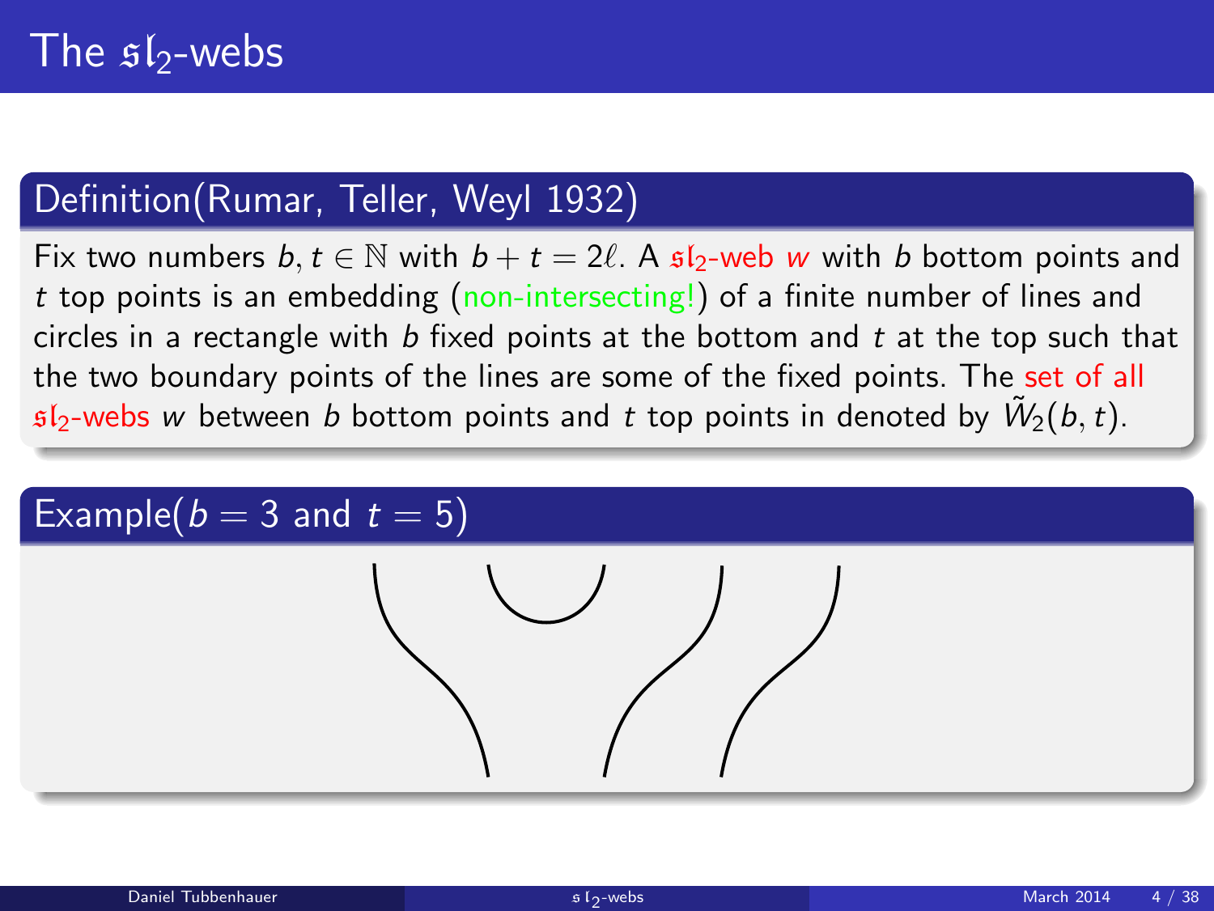# The $\mathfrak{sl}_2$-webs

## Definition(Rumar, Teller, Weyl 1932)

Fix two numbers $b, t \in \mathbb{N}$ with $b + t = 2\ell$. A $\mathfrak{sl}_2$-web $w$ with $b$ bottom points and $t$ top points is an embedding (non-intersecting!) of a finite number of lines and circles in a rectangle with $b$ fixed points at the bottom and $t$ at the top such that the two boundary points of the lines are some of the fixed points. The set of all $\mathfrak{sl}_2$-webs $w$ between $b$ bottom points and $t$ top points in denoted by $\tilde{W}_2(b, t)$.

## Example($b = 3$ and $t = 5$)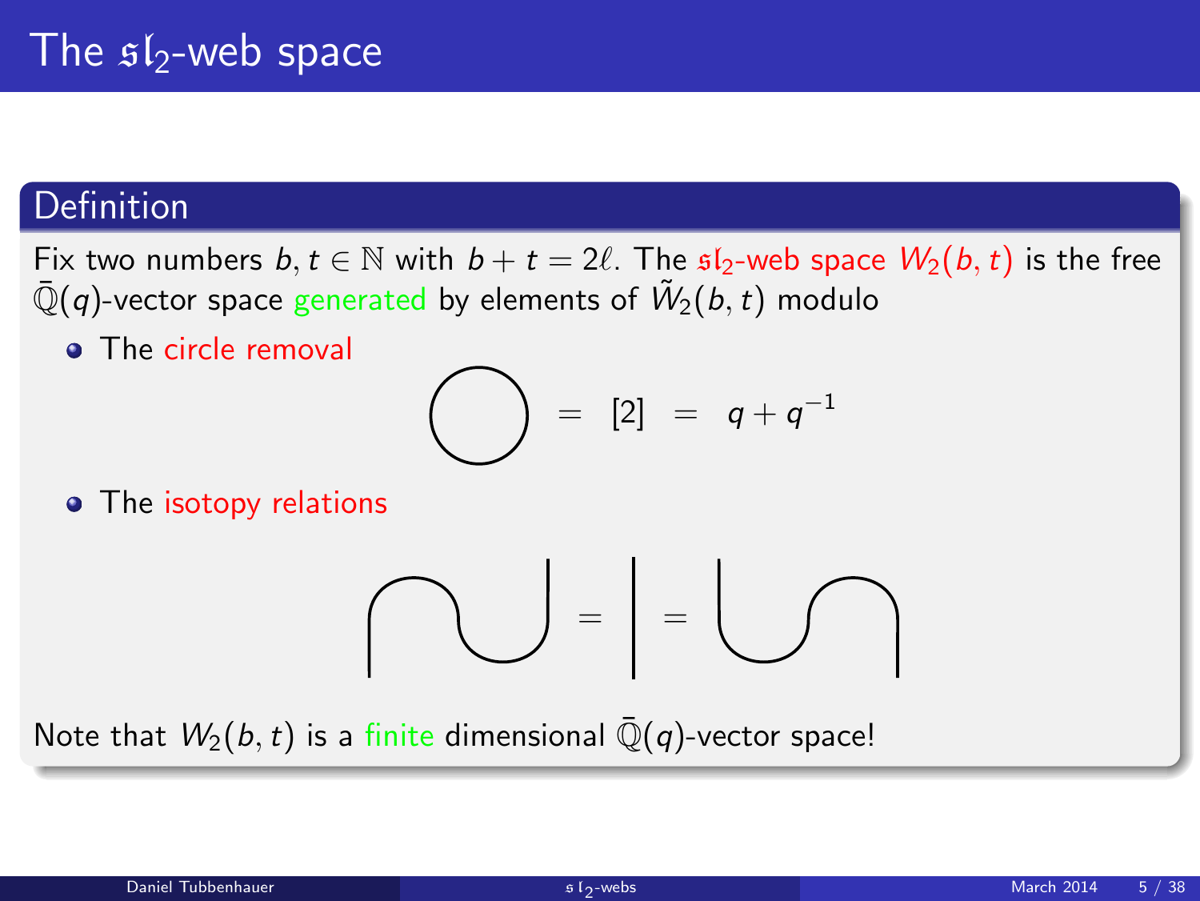# The $\mathfrak{sl}_2$-web space

## Definition

Fix two numbers $b, t \in \mathbb{N}$ with $b + t = 2\ell$. The $\mathfrak{sl}_2$-web space $W_2(b, t)$ is the free $\bar{\mathbb{Q}}(q)$-vector space generated by elements of $\tilde{W}_2(b, t)$ modulo

- The circle removal

$$\bigcirc \; = \; [2] \; = \; q + q^{-1}$$

- The isotopy relations

Note that $W_2(b, t)$ is a finite dimensional $\bar{\mathbb{Q}}(q)$-vector space!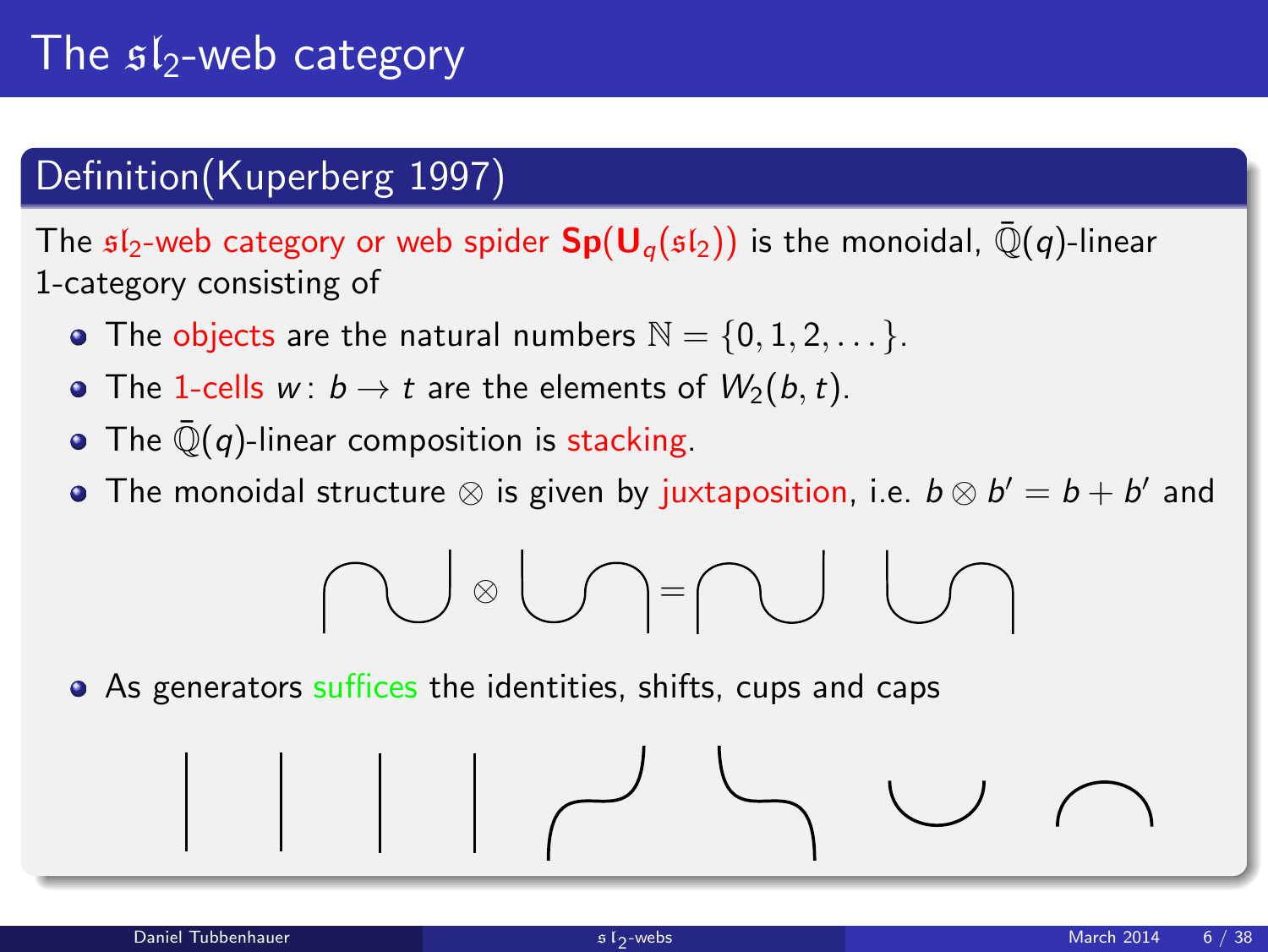# The $\mathfrak{sl}_2$-web category

## Definition(Kuperberg 1997)

The $\mathfrak{sl}_2$-web category or web spider $\mathbf{Sp}(\mathbf{U}_q(\mathfrak{sl}_2))$ is the monoidal, $\bar{\mathbb{Q}}(q)$-linear 1-category consisting of

- The objects are the natural numbers $\mathbb{N} = \{0, 1, 2, \ldots\}$.
- The 1-cells $w\colon b \to t$ are the elements of $W_2(b, t)$.
- The $\bar{\mathbb{Q}}(q)$-linear composition is stacking.
- The monoidal structure $\otimes$ is given by juxtaposition, i.e. $b \otimes b' = b + b'$ and
- As generators suffices the identities, shifts, cups and caps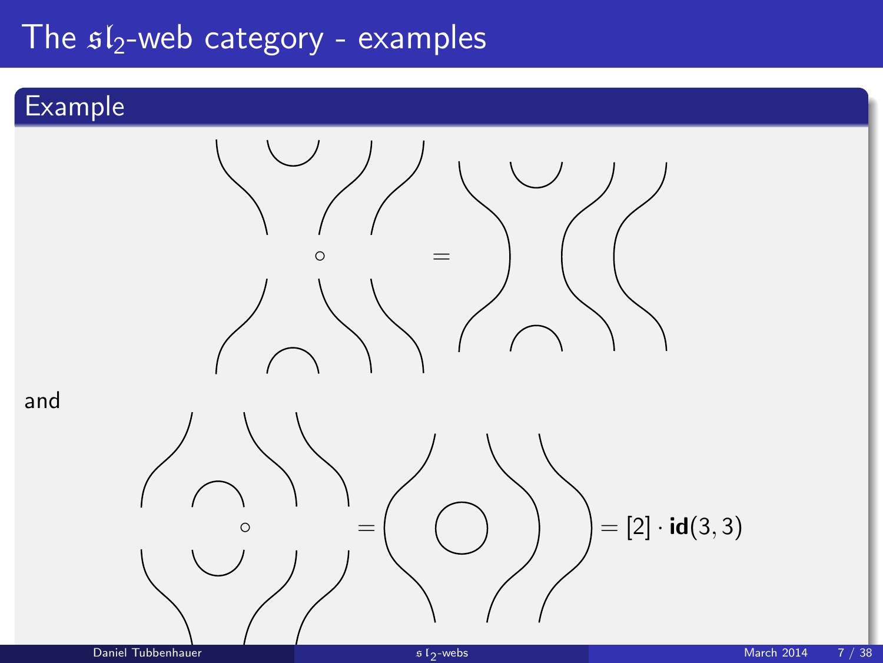# The $\mathfrak{sl}_2$-web category - examples

## Example

$$\circ \qquad =$$

and

$$\circ \qquad = \qquad = [2] \cdot \mathbf{id}(3,3)$$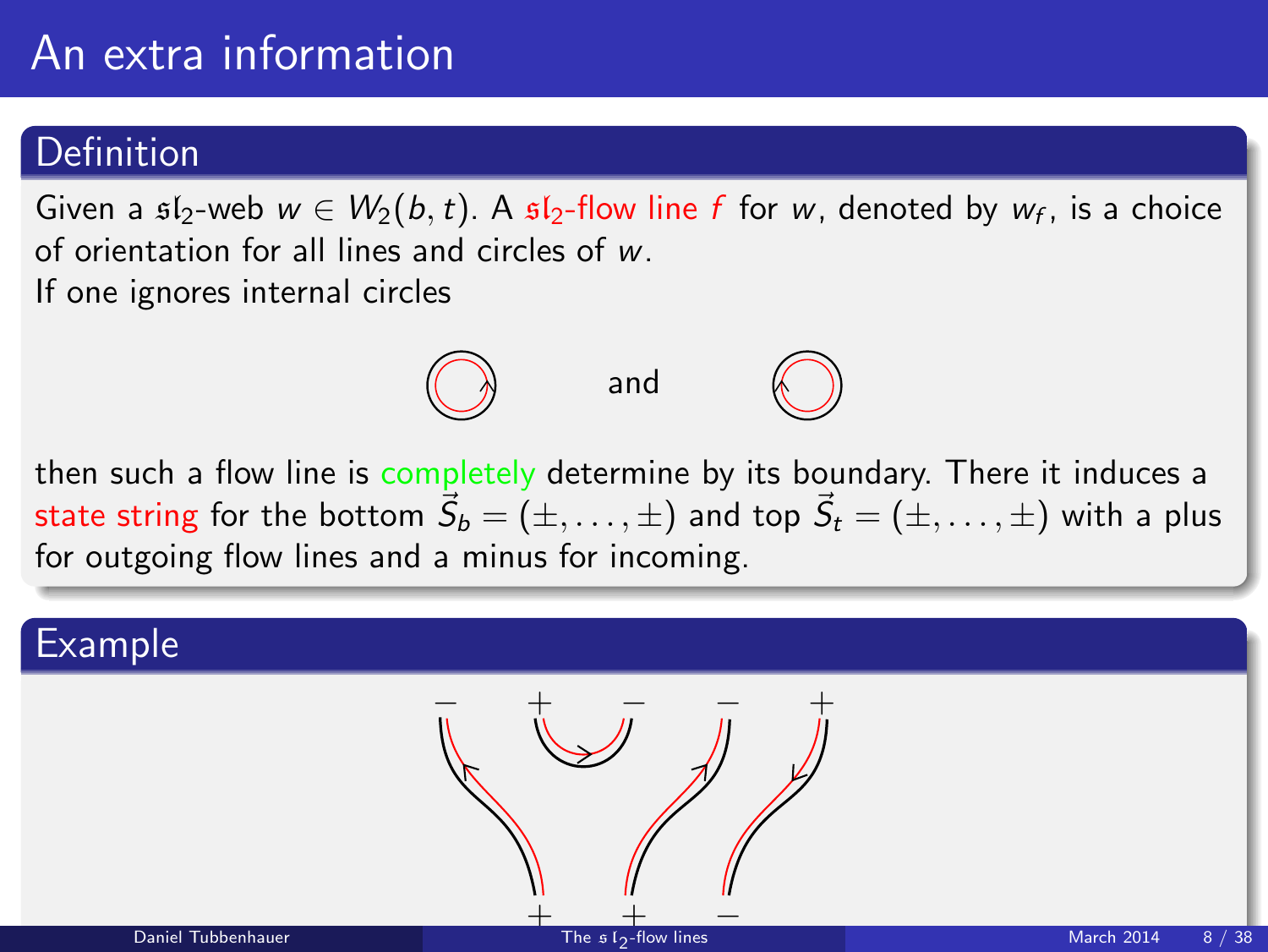# An extra information

## Definition

Given a $\mathfrak{sl}_2$-web $w \in W_2(b,t)$. A $\mathfrak{sl}_2$-flow line $f$ for $w$, denoted by $w_f$, is a choice of orientation for all lines and circles of $w$.

If one ignores internal circles

and

then such a flow line is completely determine by its boundary. There it induces a state string for the bottom $\vec{S}_b = (\pm, \dots, \pm)$ and top $\vec{S}_t = (\pm, \dots, \pm)$ with a plus for outgoing flow lines and a minus for incoming.

## Example

$-$ $+$ $-$ $-$ $+$

$+$ $+$ $-$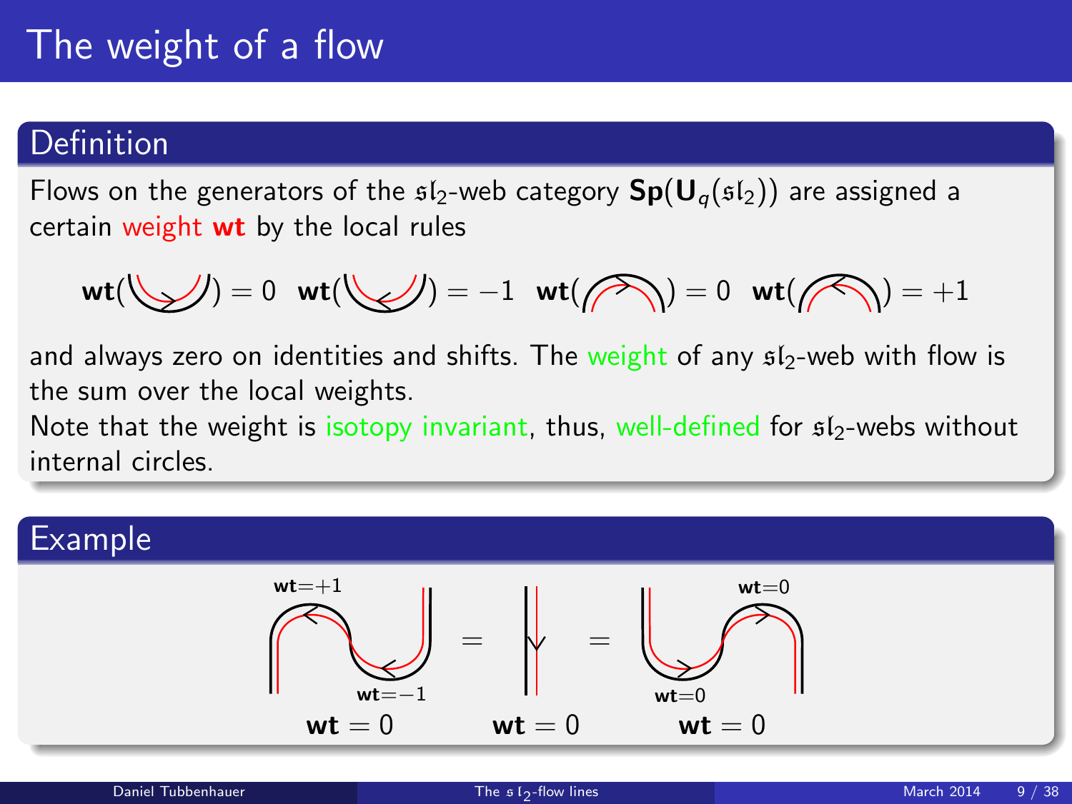# The weight of a flow

## Definition

Flows on the generators of the $\mathfrak{sl}_2$-web category $\mathbf{Sp}(\mathbf{U}_q(\mathfrak{sl}_2))$ are assigned a certain weight **wt** by the local rules

$$\mathbf{wt}(\smile_{\rightarrow}) = 0 \quad \mathbf{wt}(\smile_{\leftarrow}) = -1 \quad \mathbf{wt}(\frown^{\rightarrow}) = 0 \quad \mathbf{wt}(\frown^{\leftarrow}) = +1$$

and always zero on identities and shifts. The weight of any $\mathfrak{sl}_2$-web with flow is the sum over the local weights.

Note that the weight is isotopy invariant, thus, well-defined for $\mathfrak{sl}_2$-webs without internal circles.

## Example

wt$=+1$, wt$=-1$ $\quad$ = $\quad$ $\quad$ = $\quad$ wt$=0$, wt$=0$

$\mathbf{wt} = 0 \qquad \mathbf{wt} = 0 \qquad \mathbf{wt} = 0$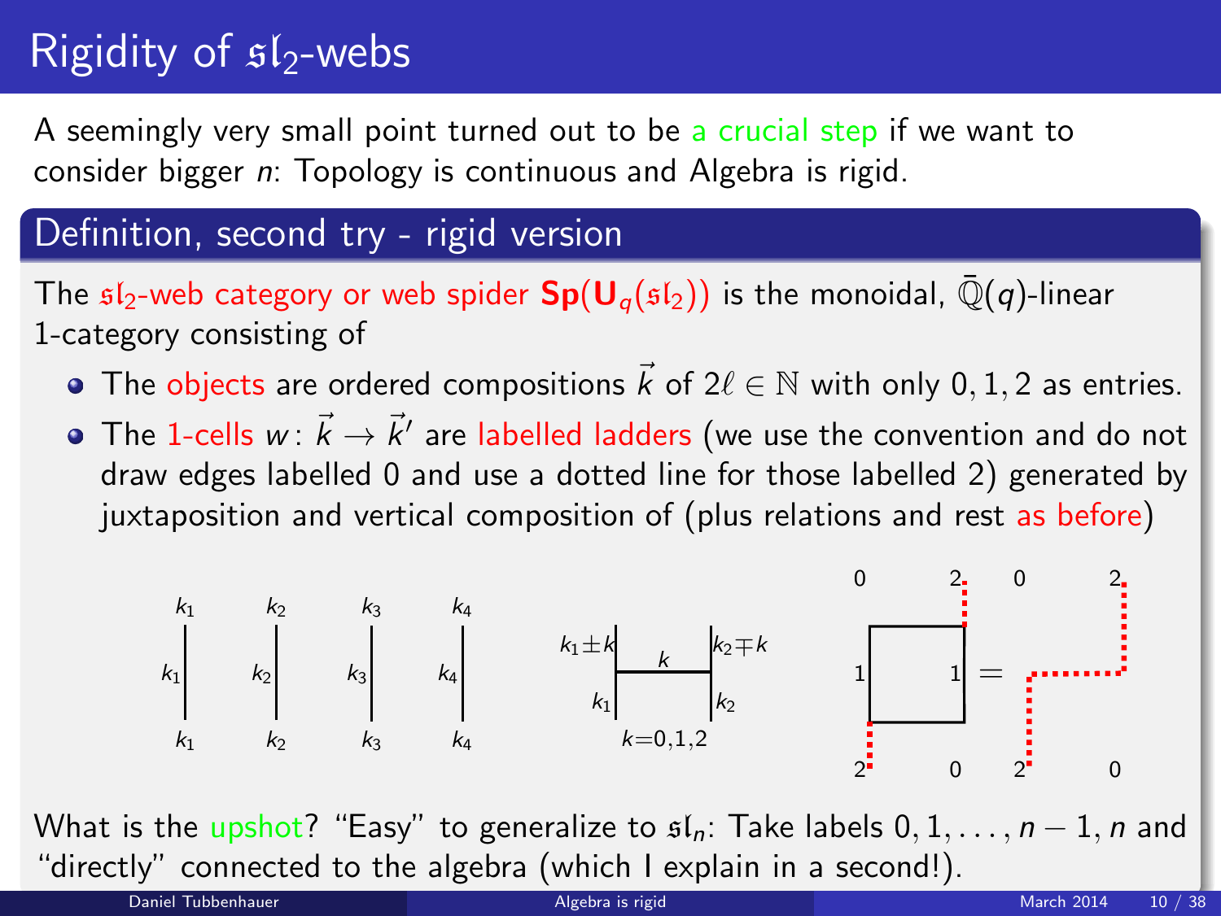# Rigidity of $\mathfrak{sl}_2$-webs

A seemingly very small point turned out to be a crucial step if we want to consider bigger $n$: Topology is continuous and Algebra is rigid.

## Definition, second try - rigid version

The $\mathfrak{sl}_2$-web category or web spider $\mathbf{Sp}(\mathbf{U}_q(\mathfrak{sl}_2))$ is the monoidal, $\bar{\mathbb{Q}}(q)$-linear 1-category consisting of

- The objects are ordered compositions $\vec{k}$ of $2\ell \in \mathbb{N}$ with only $0, 1, 2$ as entries.
- The 1-cells $w\colon \vec{k} \to \vec{k}'$ are labelled ladders (we use the convention and do not draw edges labelled 0 and use a dotted line for those labelled 2) generated by juxtaposition and vertical composition of (plus relations and rest as before)

What is the upshot? "Easy" to generalize to $\mathfrak{sl}_n$: Take labels $0, 1, \ldots, n-1, n$ and "directly" connected to the algebra (which I explain in a second!).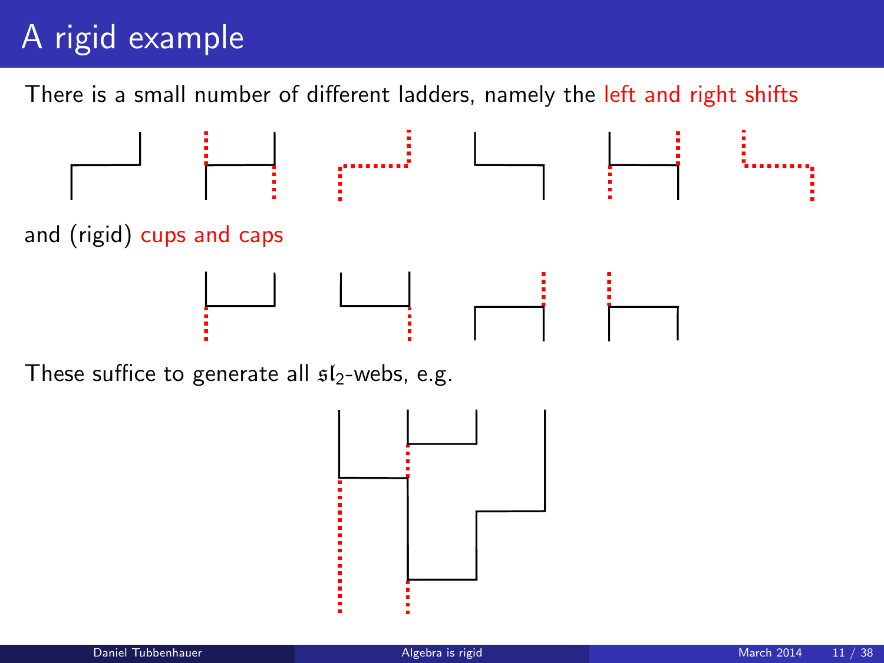# A rigid example

There is a small number of different ladders, namely the left and right shifts

and (rigid) cups and caps

These suffice to generate all $\mathfrak{sl}_2$-webs, e.g.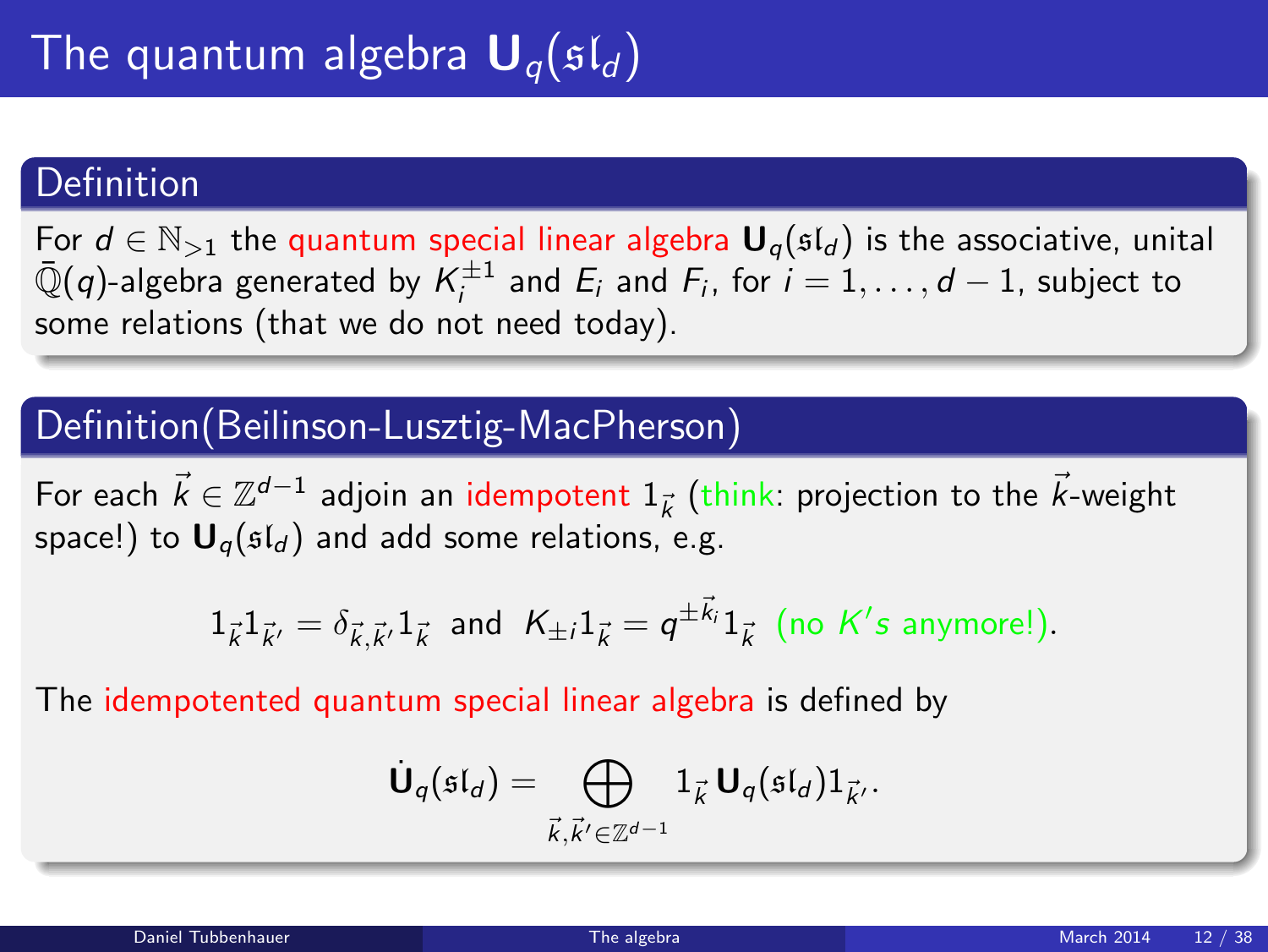# The quantum algebra $\mathbf{U}_q(\mathfrak{sl}_d)$

## Definition

For $d \in \mathbb{N}_{>1}$ the quantum special linear algebra $\mathbf{U}_q(\mathfrak{sl}_d)$ is the associative, unital $\bar{\mathbb{Q}}(q)$-algebra generated by $K_i^{\pm 1}$ and $E_i$ and $F_i$, for $i = 1, \dots, d-1$, subject to some relations (that we do not need today).

## Definition(Beilinson-Lusztig-MacPherson)

For each $\vec{k} \in \mathbb{Z}^{d-1}$ adjoin an idempotent $1_{\vec{k}}$ (think: projection to the $\vec{k}$-weight space!) to $\mathbf{U}_q(\mathfrak{sl}_d)$ and add some relations, e.g.

$$1_{\vec{k}} 1_{\vec{k}'} = \delta_{\vec{k},\vec{k}'} 1_{\vec{k}} \text{ and } K_{\pm i} 1_{\vec{k}} = q^{\pm \vec{k}_i} 1_{\vec{k}} \text{ (no } K's \text{ anymore!)}.$$

The idempotented quantum special linear algebra is defined by

$$\dot{\mathbf{U}}_q(\mathfrak{sl}_d) = \bigoplus_{\vec{k},\vec{k}' \in \mathbb{Z}^{d-1}} 1_{\vec{k}} \mathbf{U}_q(\mathfrak{sl}_d) 1_{\vec{k}'}.$$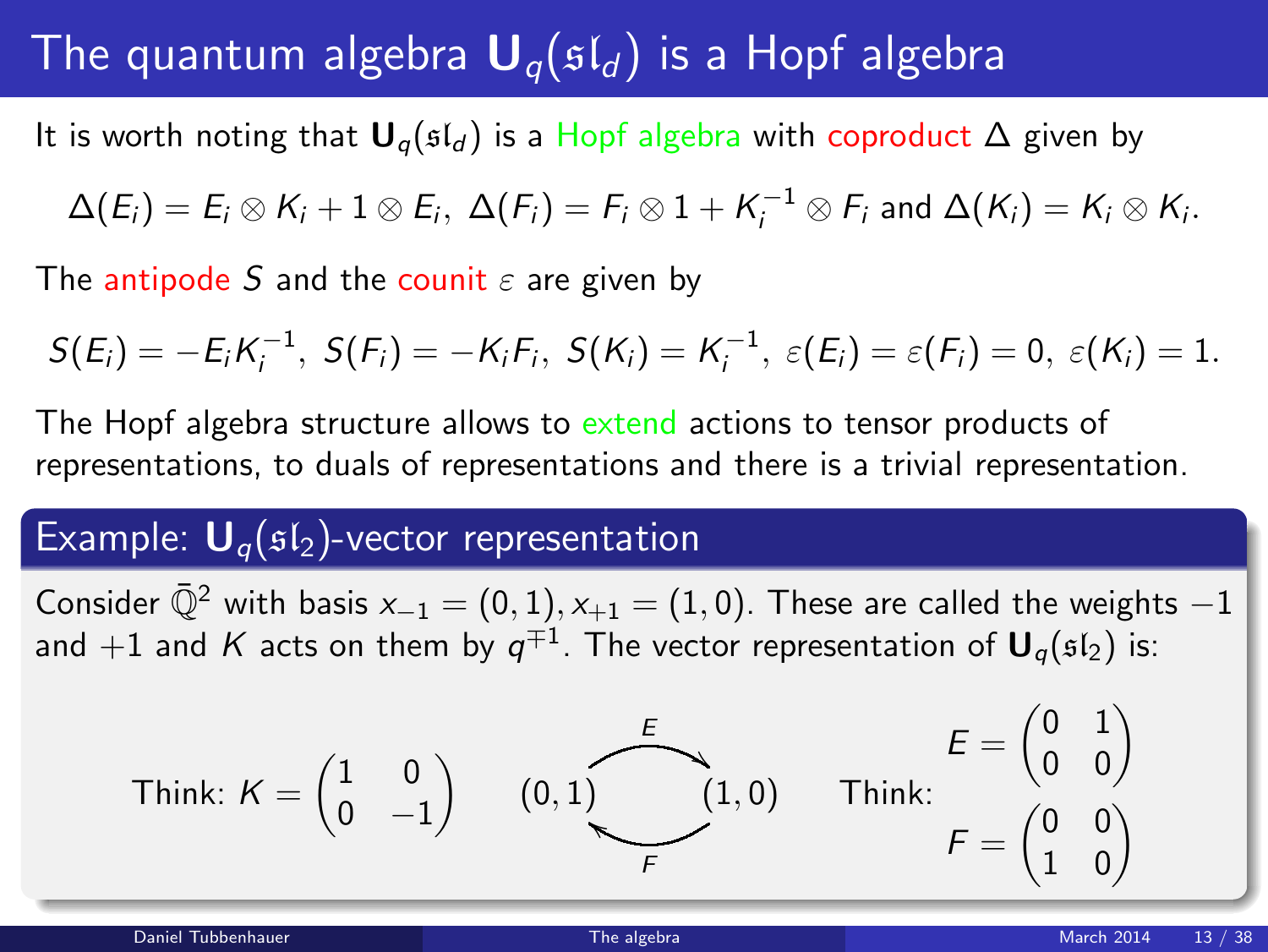# The quantum algebra $\mathbf{U}_q(\mathfrak{sl}_d)$ is a Hopf algebra

It is worth noting that $\mathbf{U}_q(\mathfrak{sl}_d)$ is a Hopf algebra with coproduct $\Delta$ given by

$$\Delta(E_i) = E_i \otimes K_i + 1 \otimes E_i,\ \Delta(F_i) = F_i \otimes 1 + K_i^{-1} \otimes F_i \text{ and } \Delta(K_i) = K_i \otimes K_i.$$

The antipode $S$ and the counit $\varepsilon$ are given by

$$S(E_i) = -E_iK_i^{-1},\ S(F_i) = -K_iF_i,\ S(K_i) = K_i^{-1},\ \varepsilon(E_i) = \varepsilon(F_i) = 0,\ \varepsilon(K_i) = 1.$$

The Hopf algebra structure allows to extend actions to tensor products of representations, to duals of representations and there is a trivial representation.

## Example: $\mathbf{U}_q(\mathfrak{sl}_2)$-vector representation

Consider $\bar{\mathbb{Q}}^2$ with basis $x_{-1} = (0,1), x_{+1} = (1,0)$. These are called the weights $-1$ and $+1$ and $K$ acts on them by $q^{\mp 1}$. The vector representation of $\mathbf{U}_q(\mathfrak{sl}_2)$ is:

Think: $K = \begin{pmatrix} 1 & 0 \\ 0 & -1 \end{pmatrix}$

$(0,1) \xrightarrow{E} (1,0)$, $(1,0) \xrightarrow{F} (0,1)$

Think: $E = \begin{pmatrix} 0 & 1 \\ 0 & 0 \end{pmatrix}$, $F = \begin{pmatrix} 0 & 0 \\ 1 & 0 \end{pmatrix}$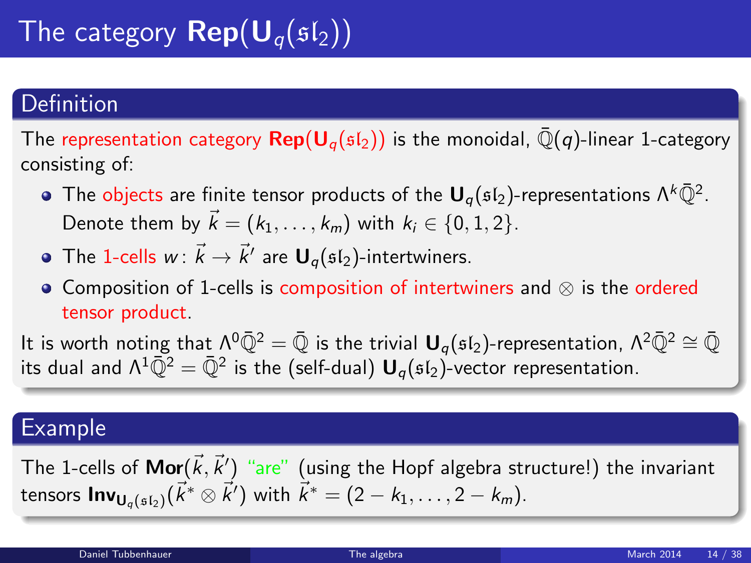# The category $\mathbf{Rep}(\mathbf{U}_q(\mathfrak{sl}_2))$

## Definition

The representation category $\mathbf{Rep}(\mathbf{U}_q(\mathfrak{sl}_2))$ is the monoidal, $\bar{\mathbb{Q}}(q)$-linear 1-category consisting of:

- The objects are finite tensor products of the $\mathbf{U}_q(\mathfrak{sl}_2)$-representations $\Lambda^k\bar{\mathbb{Q}}^2$. Denote them by $\vec{k} = (k_1, \ldots, k_m)$ with $k_i \in \{0, 1, 2\}$.
- The 1-cells $w \colon \vec{k} \to \vec{k}'$ are $\mathbf{U}_q(\mathfrak{sl}_2)$-intertwiners.
- Composition of 1-cells is composition of intertwiners and $\otimes$ is the ordered tensor product.

It is worth noting that $\Lambda^0\bar{\mathbb{Q}}^2 = \bar{\mathbb{Q}}$ is the trivial $\mathbf{U}_q(\mathfrak{sl}_2)$-representation, $\Lambda^2\bar{\mathbb{Q}}^2 \cong \bar{\mathbb{Q}}$ its dual and $\Lambda^1\bar{\mathbb{Q}}^2 = \bar{\mathbb{Q}}^2$ is the (self-dual) $\mathbf{U}_q(\mathfrak{sl}_2)$-vector representation.

## Example

The 1-cells of $\mathbf{Mor}(\vec{k}, \vec{k}')$ "are" (using the Hopf algebra structure!) the invariant tensors $\mathbf{Inv}_{\mathbf{U}_q(\mathfrak{sl}_2)}(\vec{k}^* \otimes \vec{k}')$ with $\vec{k}^* = (2 - k_1, \ldots, 2 - k_m)$.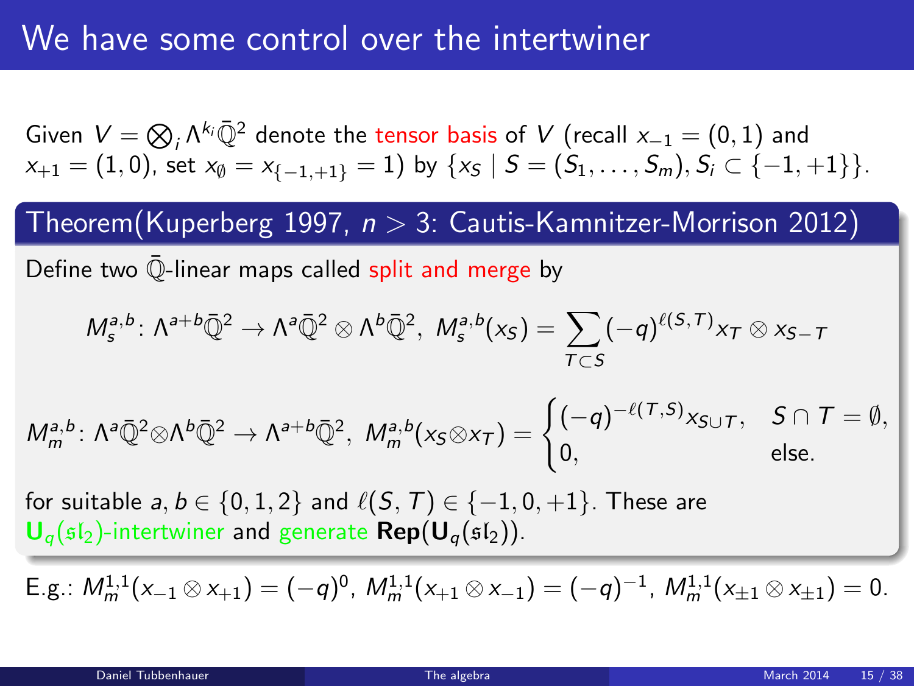# We have some control over the intertwiner

Given $V = \bigotimes_i \Lambda^{k_i}\bar{\mathbb{Q}}^2$ denote the tensor basis of $V$ (recall $x_{-1} = (0,1)$ and $x_{+1} = (1,0)$, set $x_{\emptyset} = x_{\{-1,+1\}} = 1$) by $\{x_S \mid S = (S_1, \dots, S_m), S_i \subset \{-1,+1\}\}$.

**Theorem(Kuperberg 1997, $n > 3$: Cautis-Kamnitzer-Morrison 2012)**

Define two $\bar{\mathbb{Q}}$-linear maps called split and merge by

$$M_s^{a,b} \colon \Lambda^{a+b}\bar{\mathbb{Q}}^2 \to \Lambda^a\bar{\mathbb{Q}}^2 \otimes \Lambda^b\bar{\mathbb{Q}}^2,\ M_s^{a,b}(x_S) = \sum_{T \subset S} (-q)^{\ell(S,T)} x_T \otimes x_{S-T}$$

$$M_m^{a,b} \colon \Lambda^a\bar{\mathbb{Q}}^2 \otimes \Lambda^b\bar{\mathbb{Q}}^2 \to \Lambda^{a+b}\bar{\mathbb{Q}}^2,\ M_m^{a,b}(x_S \otimes x_T) = \begin{cases} (-q)^{-\ell(T,S)} x_{S \cup T}, & S \cap T = \emptyset, \\ 0, & \text{else.} \end{cases}$$

for suitable $a, b \in \{0,1,2\}$ and $\ell(S,T) \in \{-1,0,+1\}$. These are $\mathbf{U}_q(\mathfrak{sl}_2)$-intertwiner and generate $\mathbf{Rep}(\mathbf{U}_q(\mathfrak{sl}_2))$.

E.g.: $M_m^{1,1}(x_{-1} \otimes x_{+1}) = (-q)^0$, $M_m^{1,1}(x_{+1} \otimes x_{-1}) = (-q)^{-1}$, $M_m^{1,1}(x_{\pm 1} \otimes x_{\pm 1}) = 0$.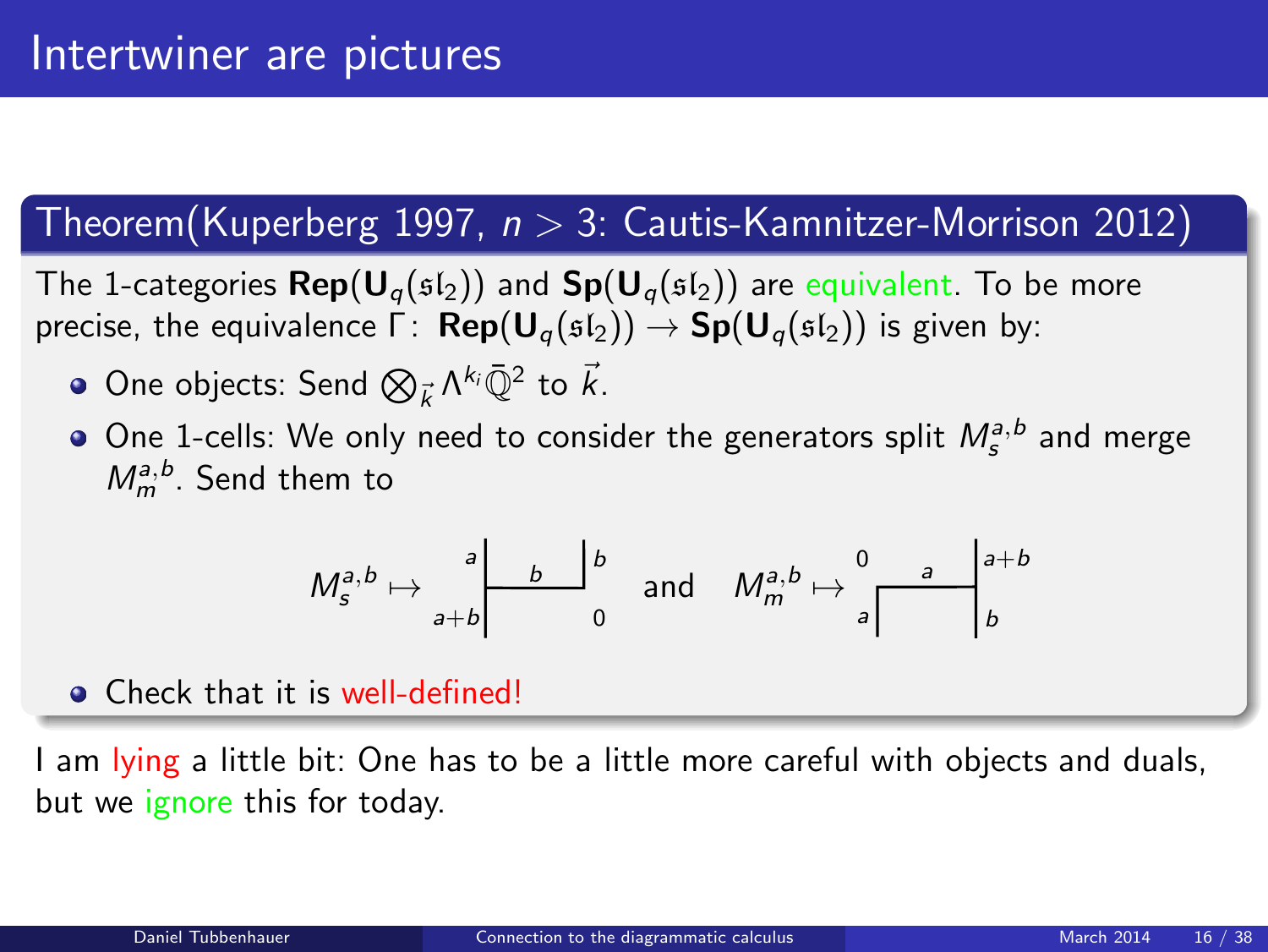# Intertwiner are pictures

**Theorem(Kuperberg 1997, $n > 3$: Cautis-Kamnitzer-Morrison 2012)**

The 1-categories $\mathbf{Rep}(\mathbf{U}_q(\mathfrak{sl}_2))$ and $\mathbf{Sp}(\mathbf{U}_q(\mathfrak{sl}_2))$ are equivalent. To be more precise, the equivalence $\Gamma\colon \mathbf{Rep}(\mathbf{U}_q(\mathfrak{sl}_2)) \to \mathbf{Sp}(\mathbf{U}_q(\mathfrak{sl}_2))$ is given by:

- One objects: Send $\bigotimes_{\vec{k}} \Lambda^{k_i} \bar{\mathbb{Q}}^2$ to $\vec{k}$.
- One 1-cells: We only need to consider the generators split $M_s^{a,b}$ and merge $M_m^{a,b}$. Send them to

$M_s^{a,b} \mapsto$ (ladder diagram: left strand labeled $a+b$ at bottom and $a$ at top, rung labeled $b$, right strand labeled $0$ at bottom and $b$ at top) and $M_m^{a,b} \mapsto$ (ladder diagram: left strand labeled $a$ at bottom and $0$ at top, rung labeled $a$, right strand labeled $b$ at bottom and $a+b$ at top)

- Check that it is well-defined!

I am lying a little bit: One has to be a little more careful with objects and duals, but we ignore this for today.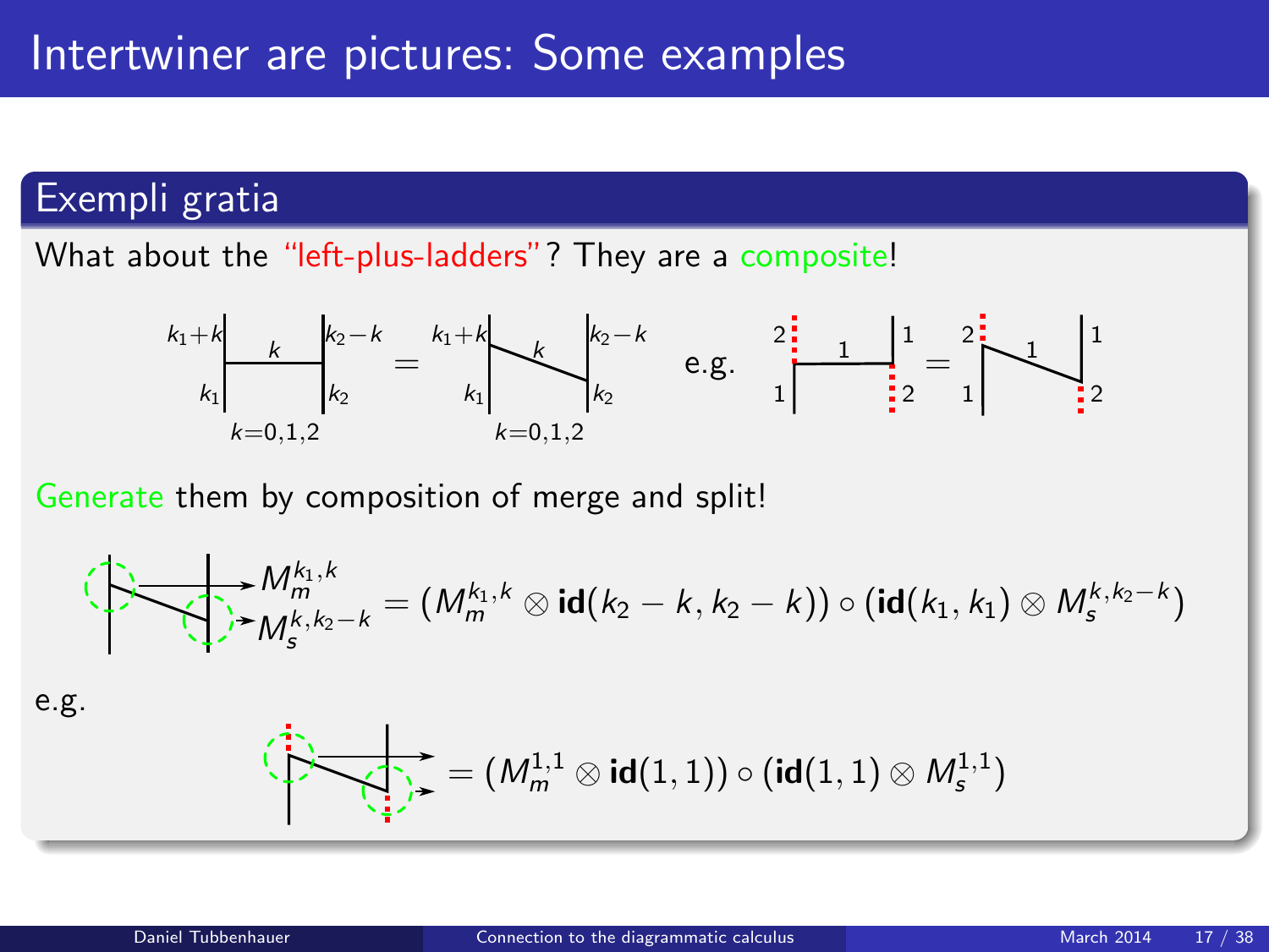# Intertwiner are pictures: Some examples

## Exempli gratia

What about the "left-plus-ladders"? They are a composite!

$k_1+k$, $k$, $k_2-k$, $k_1$, $k_2$, $k=0,1,2$ $=$ $k_1+k$, $k$, $k_2-k$, $k_1$, $k_2$, $k=0,1,2$ e.g. 2, 1, 1, 1, 2 $=$ 2, 1, 1, 1, 2

Generate them by composition of merge and split!

$$M_m^{k_1,k},\ M_s^{k,k_2-k} = (M_m^{k_1,k} \otimes \mathbf{id}(k_2-k,k_2-k)) \circ (\mathbf{id}(k_1,k_1) \otimes M_s^{k,k_2-k})$$

e.g.

$$= (M_m^{1,1} \otimes \mathbf{id}(1,1)) \circ (\mathbf{id}(1,1) \otimes M_s^{1,1})$$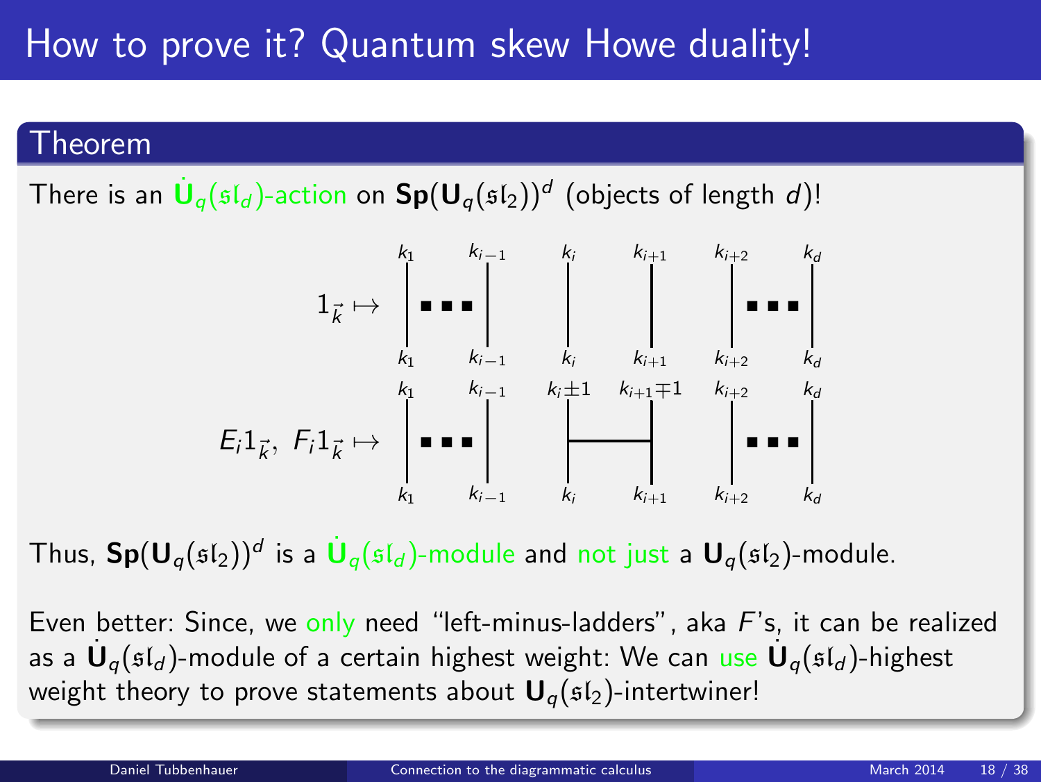# How to prove it? Quantum skew Howe duality!

### Theorem

There is an $\dot{\mathbf{U}}_q(\mathfrak{sl}_d)$-action on $\mathbf{Sp}(\mathbf{U}_q(\mathfrak{sl}_2))^d$ (objects of length $d$)!

$$1_{\vec{k}} \mapsto \begin{array}{c} k_1 \quad \cdots \quad k_{i-1} \quad k_i \quad k_{i+1} \quad k_{i+2} \quad \cdots \quad k_d \\ \Big| \;\blacksquare\blacksquare\blacksquare\; \Big| \quad \Big| \quad \Big| \quad \Big| \;\blacksquare\blacksquare\blacksquare\; \Big| \\ k_1 \quad \cdots \quad k_{i-1} \quad k_i \quad k_{i+1} \quad k_{i+2} \quad \cdots \quad k_d \end{array}$$

$$E_i 1_{\vec{k}},\ F_i 1_{\vec{k}} \mapsto \begin{array}{c} k_1 \quad \cdots \quad k_{i-1} \quad k_i \pm 1 \quad k_{i+1} \mp 1 \quad k_{i+2} \quad \cdots \quad k_d \\ \Big| \;\blacksquare\blacksquare\blacksquare\; \Big| \quad \Big|\!\!-\!\!-\!\!-\!\!\Big| \quad \Big| \;\blacksquare\blacksquare\blacksquare\; \Big| \\ k_1 \quad \cdots \quad k_{i-1} \quad k_i \quad k_{i+1} \quad k_{i+2} \quad \cdots \quad k_d \end{array}$$

Thus, $\mathbf{Sp}(\mathbf{U}_q(\mathfrak{sl}_2))^d$ is a $\dot{\mathbf{U}}_q(\mathfrak{sl}_d)$-module and not just a $\mathbf{U}_q(\mathfrak{sl}_2)$-module.

Even better: Since, we only need "left-minus-ladders", aka $F$'s, it can be realized as a $\dot{\mathbf{U}}_q(\mathfrak{sl}_d)$-module of a certain highest weight: We can use $\dot{\mathbf{U}}_q(\mathfrak{sl}_d)$-highest weight theory to prove statements about $\mathbf{U}_q(\mathfrak{sl}_2)$-intertwiner!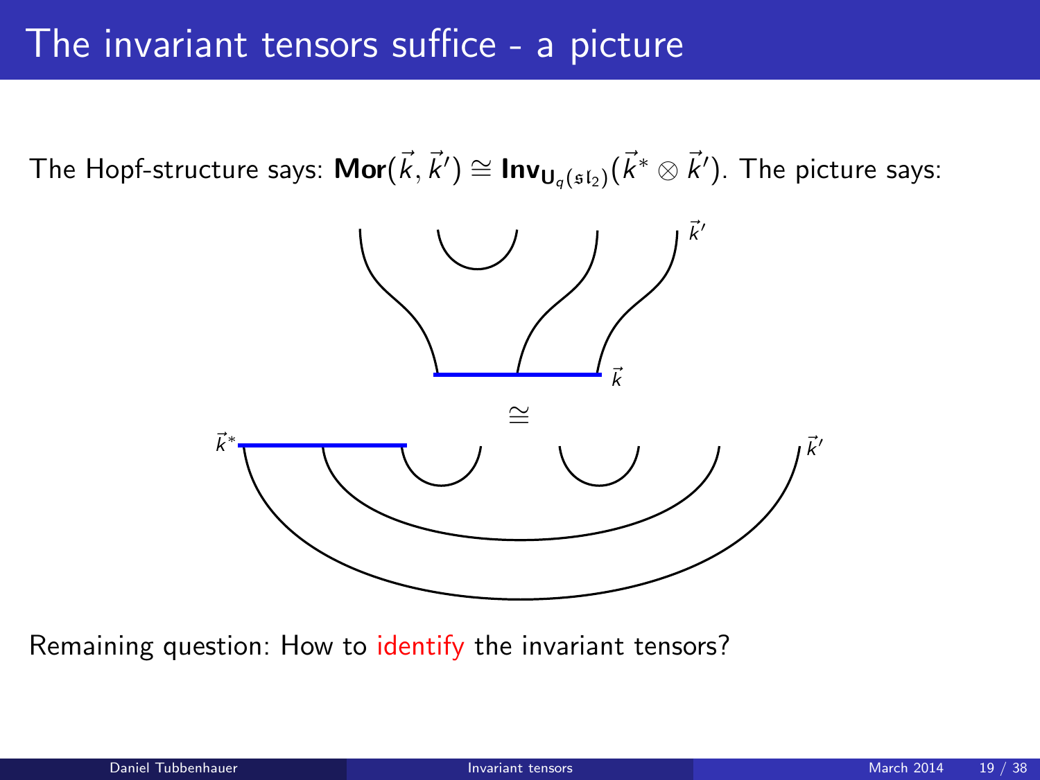# The invariant tensors suffice - a picture

The Hopf-structure says: $\mathbf{Mor}(\vec{k}, \vec{k}') \cong \mathbf{Inv}_{\mathbf{U}_q(\mathfrak{sl}_2)}(\vec{k}^* \otimes \vec{k}')$. The picture says:

$\vec{k}'$

$\vec{k}$

$\cong$

$\vec{k}^*$ $\vec{k}'$

Remaining question: How to identify the invariant tensors?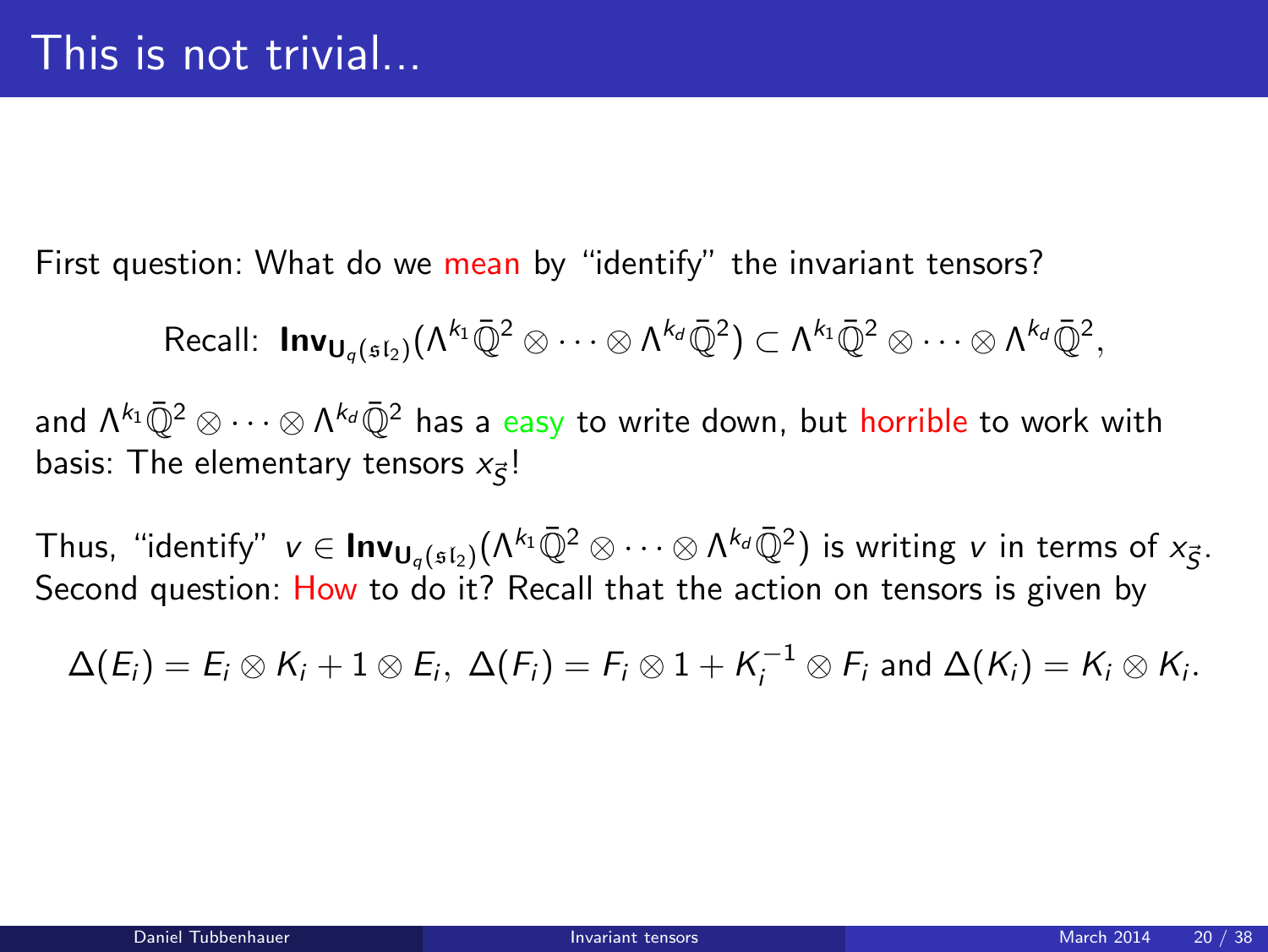# This is not trivial...

First question: What do we mean by "identify" the invariant tensors?

$$\text{Recall: } \mathbf{Inv}_{\mathbf{U}_q(\mathfrak{sl}_2)}(\Lambda^{k_1}\bar{\mathbb{Q}}^2 \otimes \cdots \otimes \Lambda^{k_d}\bar{\mathbb{Q}}^2) \subset \Lambda^{k_1}\bar{\mathbb{Q}}^2 \otimes \cdots \otimes \Lambda^{k_d}\bar{\mathbb{Q}}^2,$$

and $\Lambda^{k_1}\bar{\mathbb{Q}}^2 \otimes \cdots \otimes \Lambda^{k_d}\bar{\mathbb{Q}}^2$ has a easy to write down, but horrible to work with basis: The elementary tensors $x_{\vec{S}}$!

Thus, "identify" $v \in \mathbf{Inv}_{\mathbf{U}_q(\mathfrak{sl}_2)}(\Lambda^{k_1}\bar{\mathbb{Q}}^2 \otimes \cdots \otimes \Lambda^{k_d}\bar{\mathbb{Q}}^2)$ is writing $v$ in terms of $x_{\vec{S}}$.
Second question: How to do it? Recall that the action on tensors is given by

$$\Delta(E_i) = E_i \otimes K_i + 1 \otimes E_i,\ \Delta(F_i) = F_i \otimes 1 + K_i^{-1} \otimes F_i \text{ and } \Delta(K_i) = K_i \otimes K_i.$$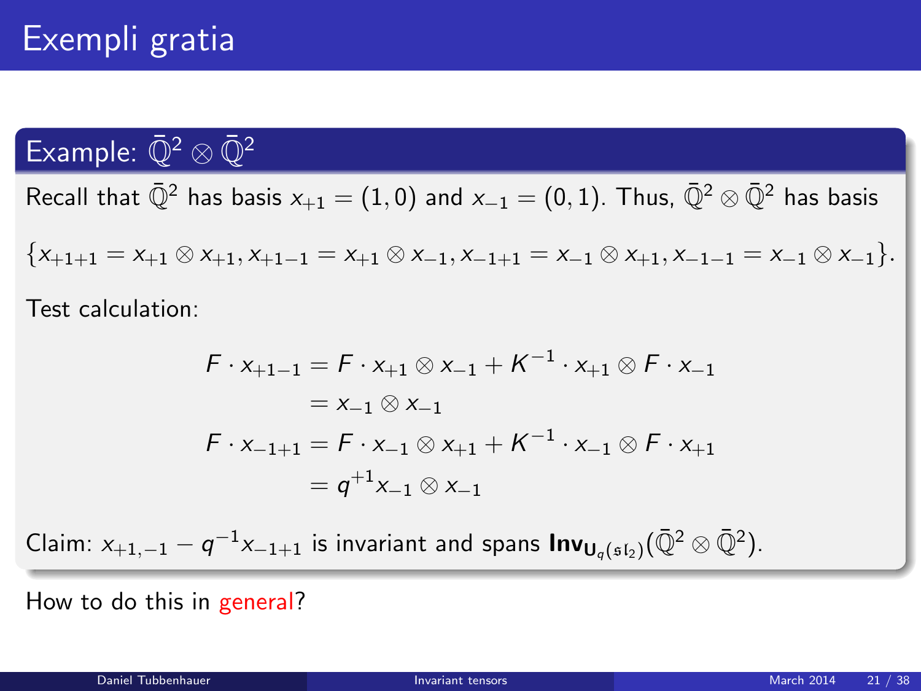# Exempli gratia

## Example: $\bar{\mathbb{Q}}^2 \otimes \bar{\mathbb{Q}}^2$

Recall that $\bar{\mathbb{Q}}^2$ has basis $x_{+1} = (1, 0)$ and $x_{-1} = (0, 1)$. Thus, $\bar{\mathbb{Q}}^2 \otimes \bar{\mathbb{Q}}^2$ has basis

$\{x_{+1+1} = x_{+1} \otimes x_{+1}, x_{+1-1} = x_{+1} \otimes x_{-1}, x_{-1+1} = x_{-1} \otimes x_{+1}, x_{-1-1} = x_{-1} \otimes x_{-1}\}$.

Test calculation:

$$
\begin{aligned}
F \cdot x_{+1-1} &= F \cdot x_{+1} \otimes x_{-1} + K^{-1} \cdot x_{+1} \otimes F \cdot x_{-1} \\
&= x_{-1} \otimes x_{-1} \\
F \cdot x_{-1+1} &= F \cdot x_{-1} \otimes x_{+1} + K^{-1} \cdot x_{-1} \otimes F \cdot x_{+1} \\
&= q^{+1} x_{-1} \otimes x_{-1}
\end{aligned}
$$

Claim: $x_{+1,-1} - q^{-1} x_{-1+1}$ is invariant and spans $\mathbf{Inv}_{\mathbf{U}_q(\mathfrak{sl}_2)}(\bar{\mathbb{Q}}^2 \otimes \bar{\mathbb{Q}}^2)$.

How to do this in general?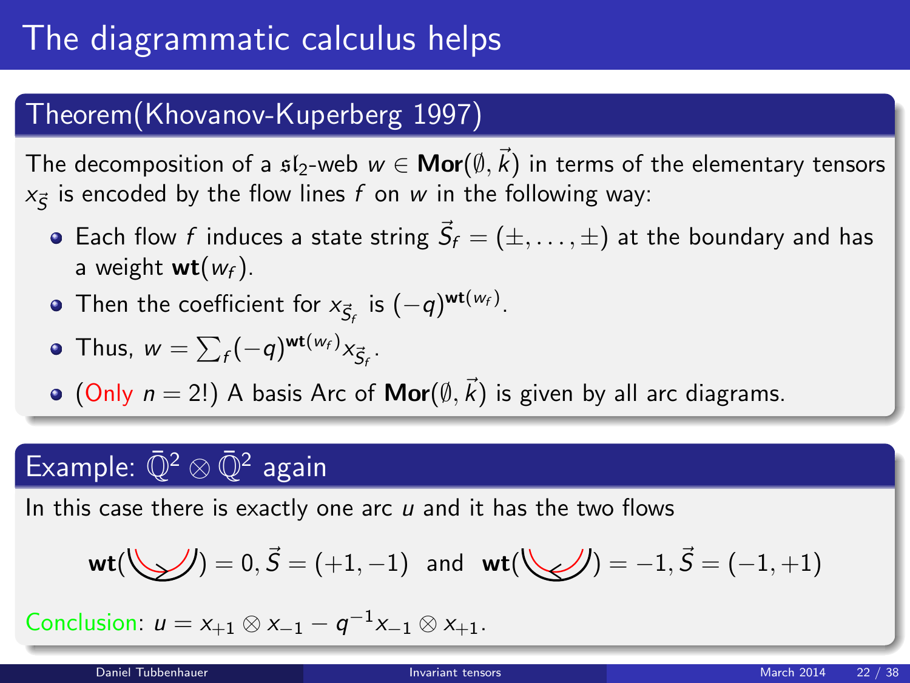# The diagrammatic calculus helps

## Theorem(Khovanov-Kuperberg 1997)

The decomposition of a $\mathfrak{sl}_2$-web $w \in \mathbf{Mor}(\emptyset, \vec{k})$ in terms of the elementary tensors $x_{\vec{S}}$ is encoded by the flow lines $f$ on $w$ in the following way:

- Each flow $f$ induces a state string $\vec{S}_f = (\pm, \dots, \pm)$ at the boundary and has a weight $\mathbf{wt}(w_f)$.
- Then the coefficient for $x_{\vec{S}_f}$ is $(-q)^{\mathbf{wt}(w_f)}$.
- Thus, $w = \sum_f (-q)^{\mathbf{wt}(w_f)} x_{\vec{S}_f}$.
- (Only $n = 2$!) A basis Arc of $\mathbf{Mor}(\emptyset, \vec{k})$ is given by all arc diagrams.

## Example: $\bar{\mathbb{Q}}^2 \otimes \bar{\mathbb{Q}}^2$ again

In this case there is exactly one arc $u$ and it has the two flows

$$\mathbf{wt}(\text{arc with flow } \rightarrow) = 0, \vec{S} = (+1, -1) \quad \text{and} \quad \mathbf{wt}(\text{arc with flow } \leftarrow) = -1, \vec{S} = (-1, +1)$$

Conclusion: $u = x_{+1} \otimes x_{-1} - q^{-1} x_{-1} \otimes x_{+1}$.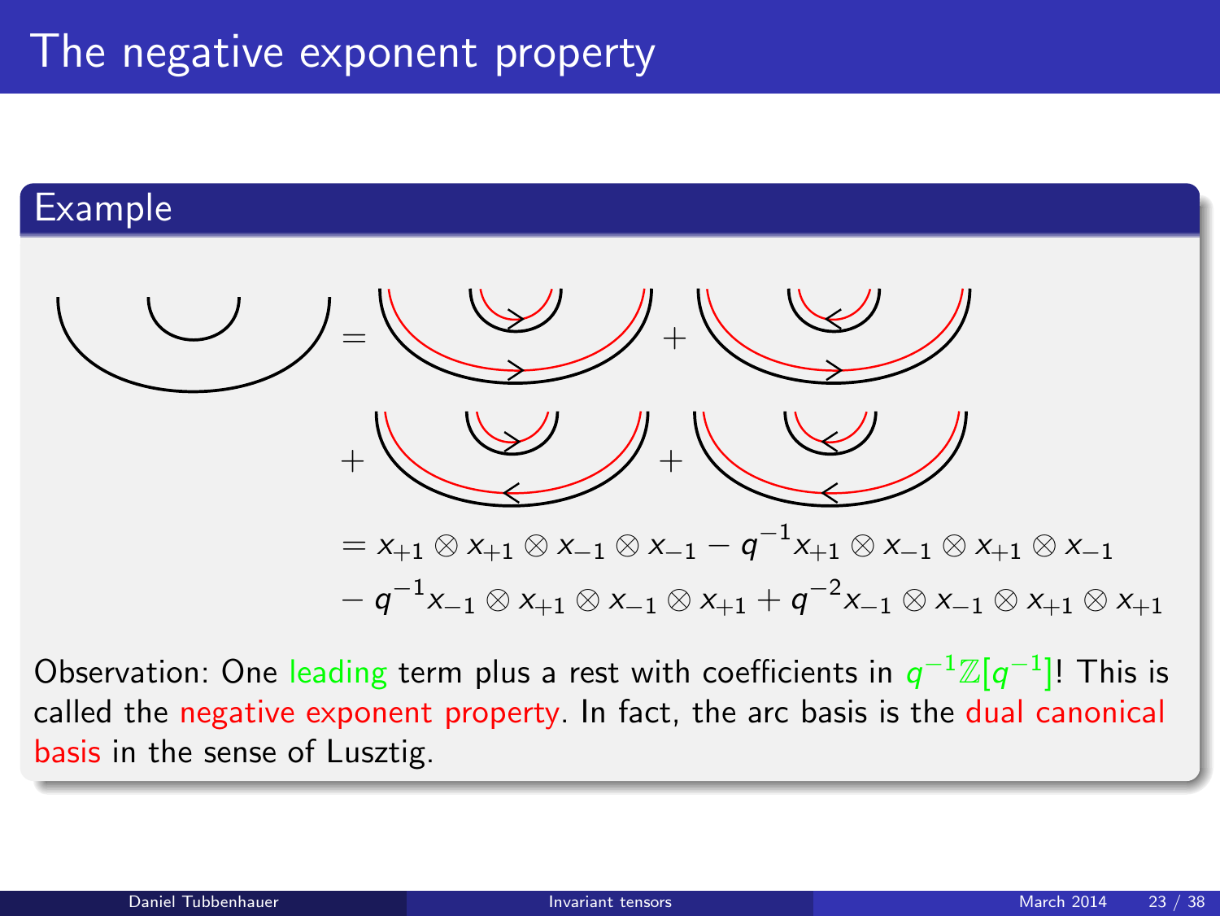# The negative exponent property

## Example

$$= x_{+1} \otimes x_{+1} \otimes x_{-1} \otimes x_{-1} - q^{-1} x_{+1} \otimes x_{-1} \otimes x_{+1} \otimes x_{-1}$$
$$- q^{-1} x_{-1} \otimes x_{+1} \otimes x_{-1} \otimes x_{+1} + q^{-2} x_{-1} \otimes x_{-1} \otimes x_{+1} \otimes x_{+1}$$

Observation: One leading term plus a rest with coefficients in $q^{-1}\mathbb{Z}[q^{-1}]$! This is called the negative exponent property. In fact, the arc basis is the dual canonical basis in the sense of Lusztig.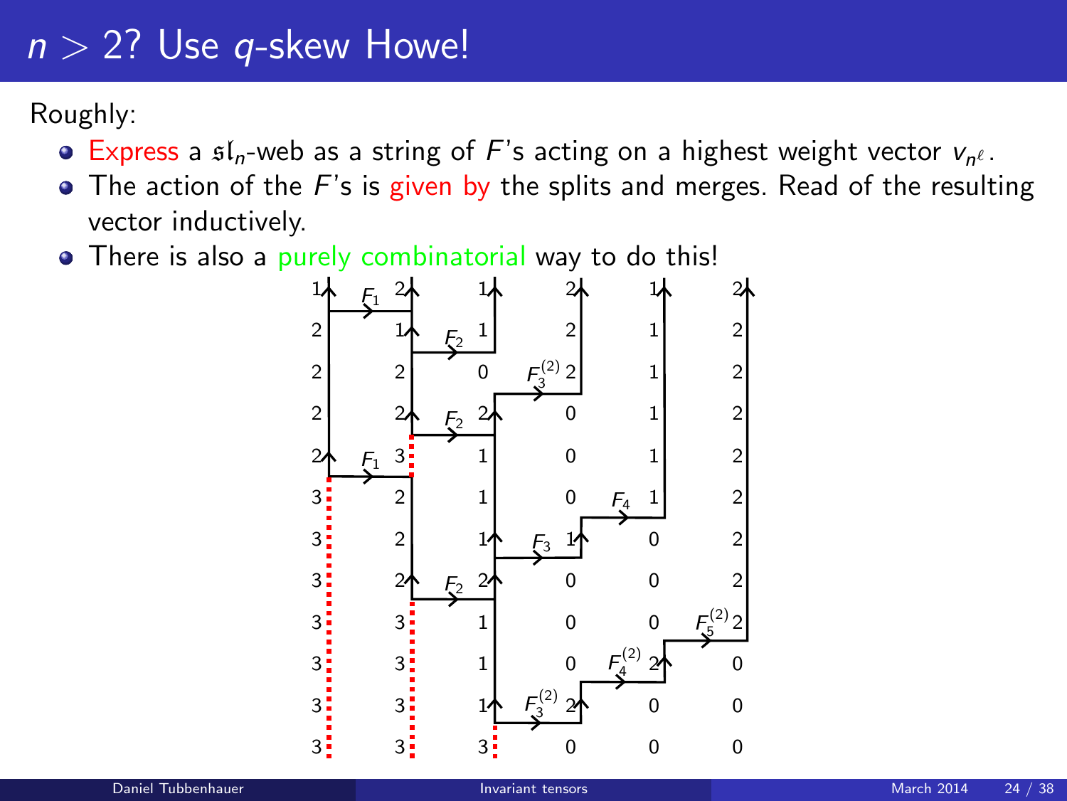# $n > 2$? Use $q$-skew Howe!

Roughly:

- Express a $\mathfrak{sl}_n$-web as a string of $F$'s acting on a highest weight vector $v_{n^\ell}$.
- The action of the $F$'s is given by the splits and merges. Read of the resulting vector inductively.
- There is also a purely combinatorial way to do this!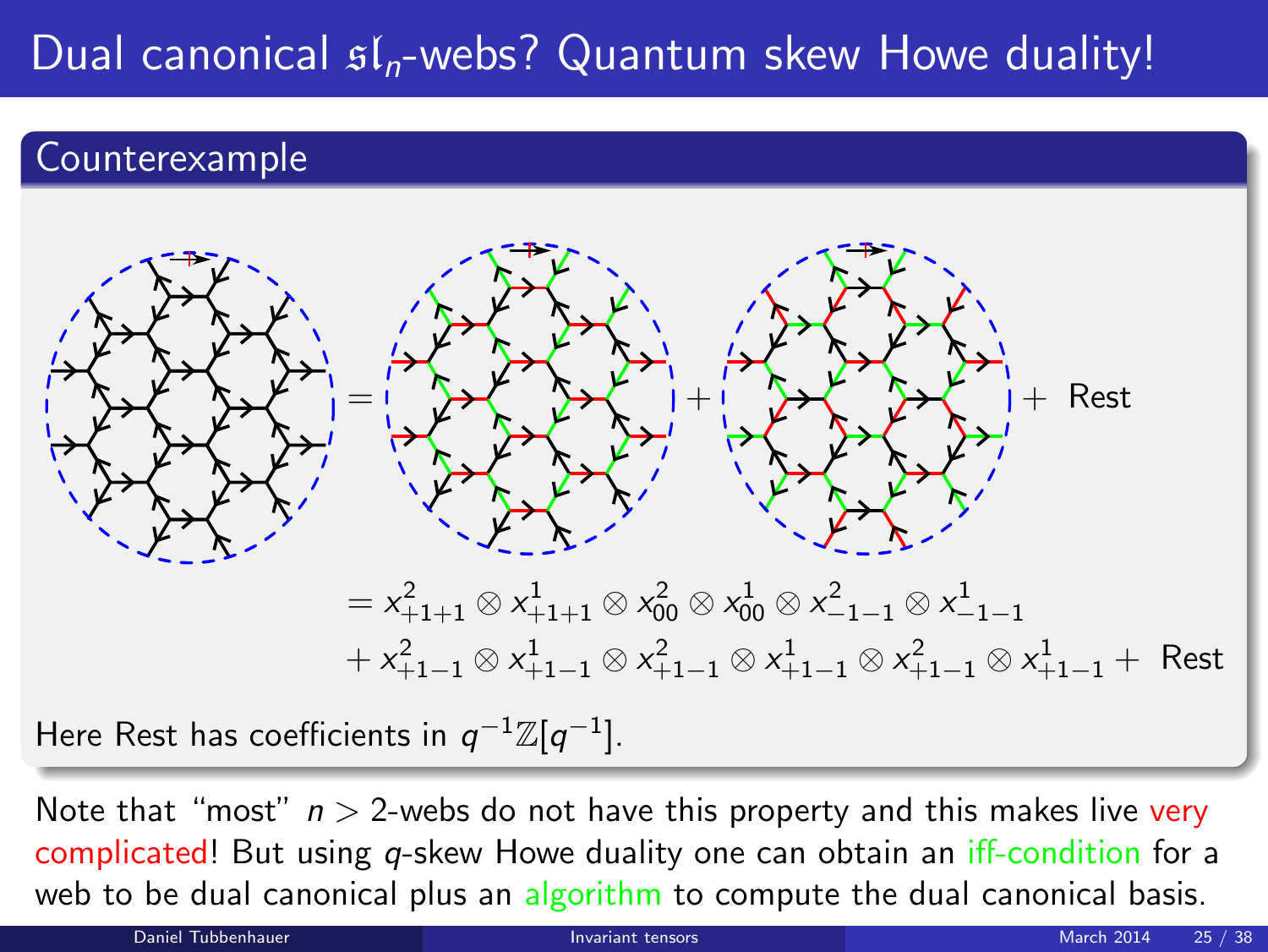# Dual canonical $\mathfrak{sl}_n$-webs? Quantum skew Howe duality!

## Counterexample

$= \text{(web)} + \text{(web)} + \text{Rest}$

$$= x^2_{+1+1} \otimes x^1_{+1+1} \otimes x^2_{00} \otimes x^1_{00} \otimes x^2_{-1-1} \otimes x^1_{-1-1}$$
$$+ x^2_{+1-1} \otimes x^1_{+1-1} \otimes x^2_{+1-1} \otimes x^1_{+1-1} \otimes x^2_{+1-1} \otimes x^1_{+1-1} + \text{ Rest}$$

Here Rest has coefficients in $q^{-1}\mathbb{Z}[q^{-1}]$.

Note that "most" $n > 2$-webs do not have this property and this makes live very complicated! But using $q$-skew Howe duality one can obtain an iff-condition for a web to be dual canonical plus an algorithm to compute the dual canonical basis.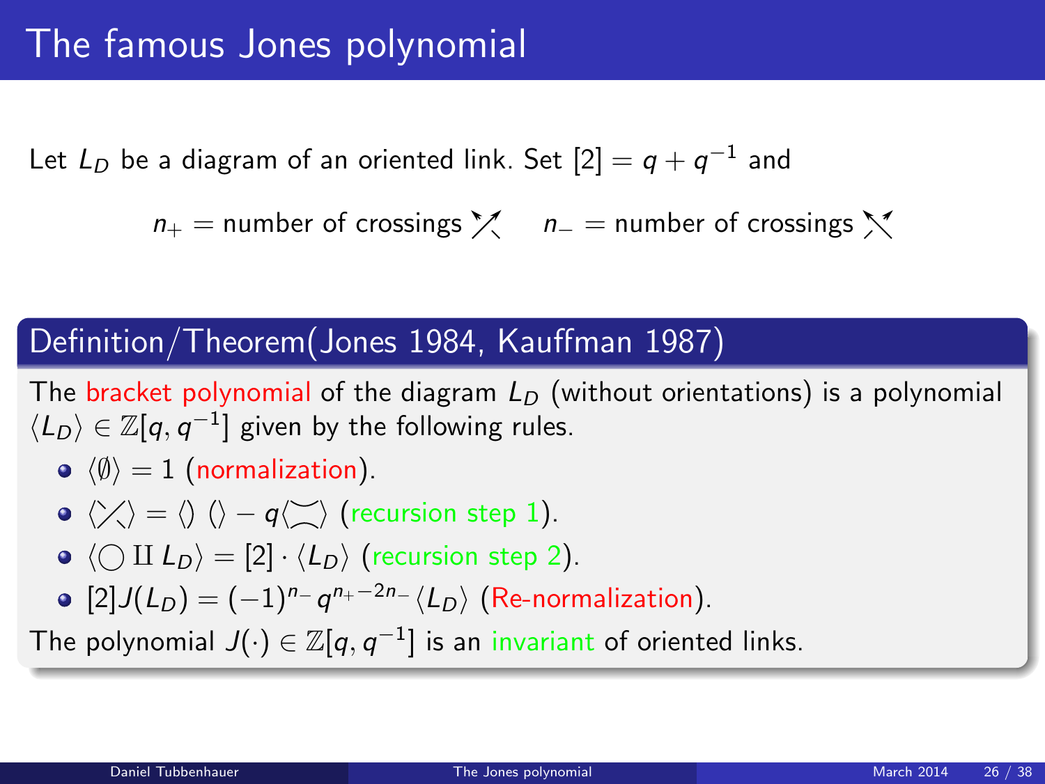# The famous Jones polynomial

Let $L_D$ be a diagram of an oriented link. Set $[2] = q + q^{-1}$ and

$n_+$ = number of crossings ↗↖ (positive)   $n_-$ = number of crossings ↖↗ (negative)

## Definition/Theorem(Jones 1984, Kauffman 1987)

The bracket polynomial of the diagram $L_D$ (without orientations) is a polynomial $\langle L_D \rangle \in \mathbb{Z}[q, q^{-1}]$ given by the following rules.

- $\langle \emptyset \rangle = 1$ (normalization).
- $\langle \text{crossing} \rangle = \langle )\,( \rangle - q \langle \asymp \rangle$ (recursion step 1).
- $\langle \bigcirc \amalg L_D \rangle = [2] \cdot \langle L_D \rangle$ (recursion step 2).
- $[2] J(L_D) = (-1)^{n_-} q^{n_+ - 2n_-} \langle L_D \rangle$ (Re-normalization).

The polynomial $J(\cdot) \in \mathbb{Z}[q, q^{-1}]$ is an invariant of oriented links.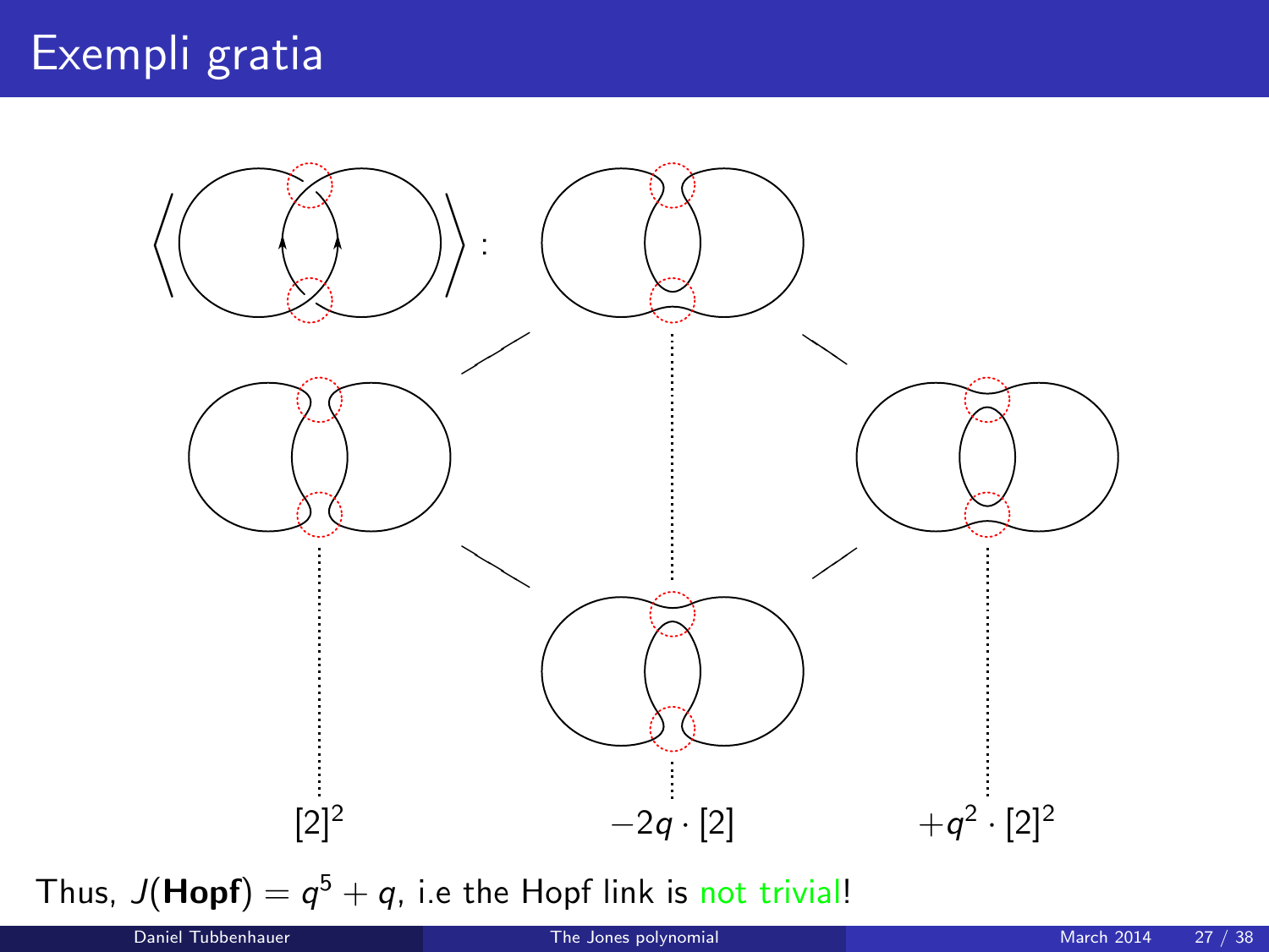# Exempli gratia

$[2]^2$ $\quad -2q \cdot [2]$ $\quad +q^2 \cdot [2]^2$

Thus, $J(\mathbf{Hopf}) = q^5 + q$, i.e the Hopf link is not trivial!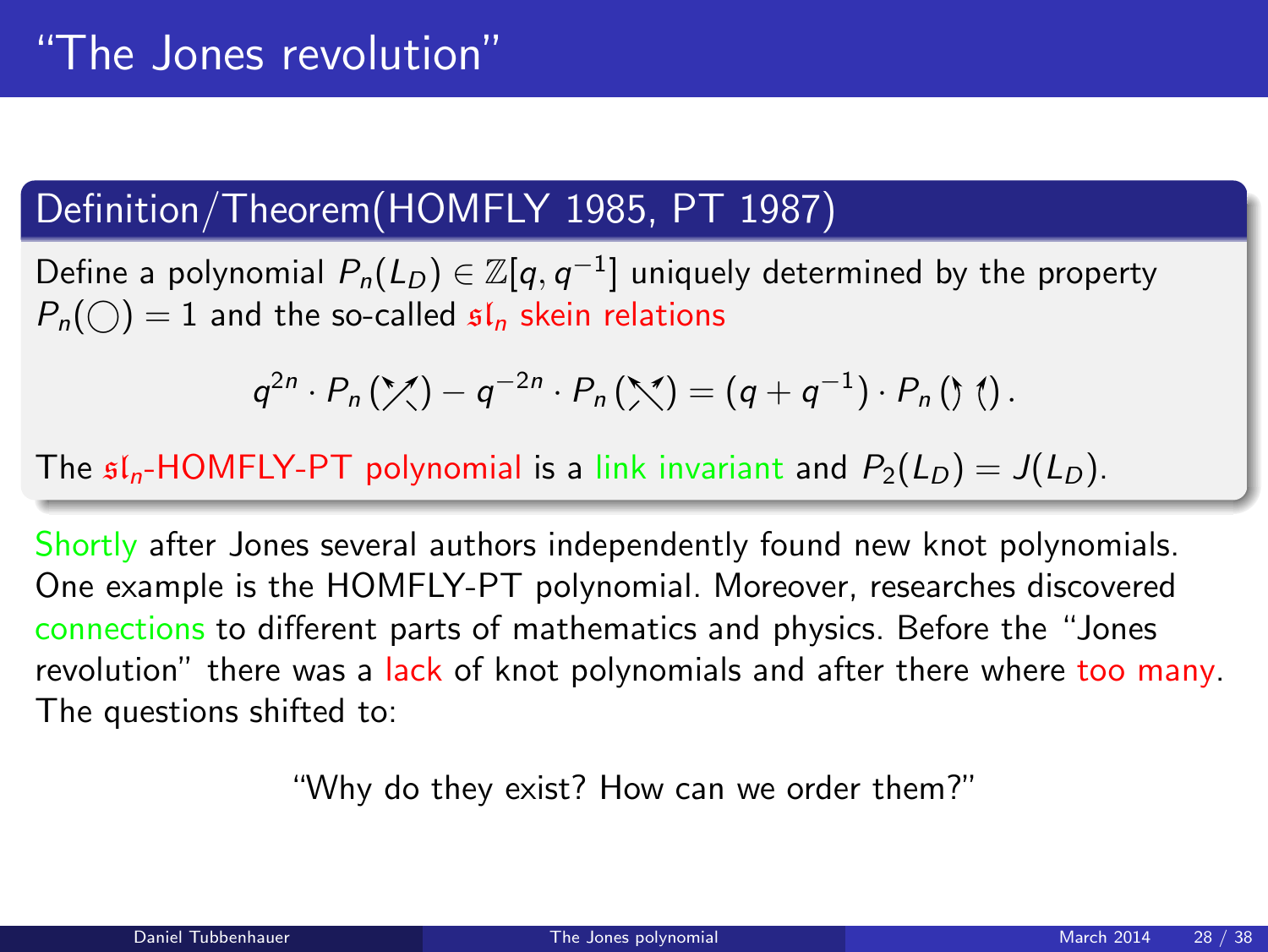# "The Jones revolution"

## Definition/Theorem(HOMFLY 1985, PT 1987)

Define a polynomial $P_n(L_D) \in \mathbb{Z}[q, q^{-1}]$ uniquely determined by the property $P_n(\bigcirc) = 1$ and the so-called $\mathfrak{sl}_n$ skein relations

$$q^{2n} \cdot P_n(\text{positive crossing}) - q^{-2n} \cdot P_n(\text{negative crossing}) = (q + q^{-1}) \cdot P_n(\text{oriented smoothing}).$$

The $\mathfrak{sl}_n$-HOMFLY-PT polynomial is a link invariant and $P_2(L_D) = J(L_D)$.

Shortly after Jones several authors independently found new knot polynomials. One example is the HOMFLY-PT polynomial. Moreover, researches discovered connections to different parts of mathematics and physics. Before the "Jones revolution" there was a lack of knot polynomials and after there where too many. The questions shifted to:

"Why do they exist? How can we order them?"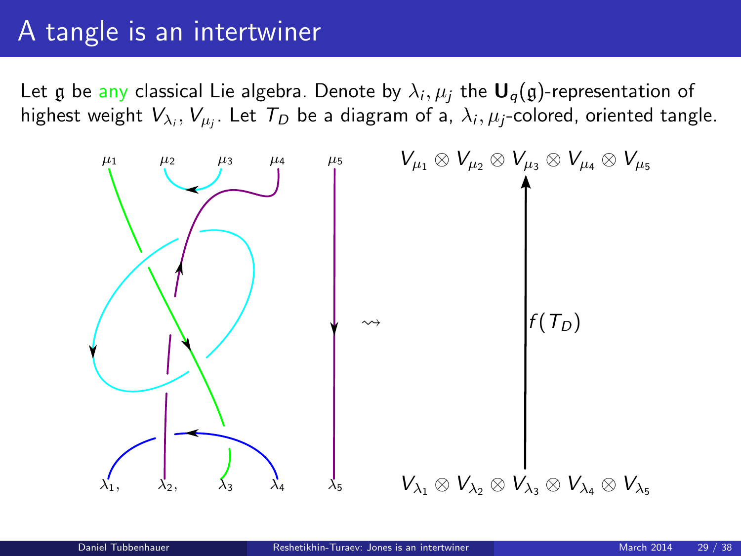# A tangle is an intertwiner

Let $\mathfrak{g}$ be any classical Lie algebra. Denote by $\lambda_i, \mu_j$ the $\mathbf{U}_q(\mathfrak{g})$-representation of highest weight $V_{\lambda_i}, V_{\mu_j}$. Let $T_D$ be a diagram of a, $\lambda_i, \mu_j$-colored, oriented tangle.

$\mu_1 \quad \mu_2 \quad \mu_3 \quad \mu_4 \quad \mu_5$

$\lambda_1, \quad \lambda_2, \quad \lambda_3 \quad \lambda_4 \quad \lambda_5$

$\rightsquigarrow$

$$V_{\mu_1} \otimes V_{\mu_2} \otimes V_{\mu_3} \otimes V_{\mu_4} \otimes V_{\mu_5}$$

$$\uparrow f(T_D)$$

$$V_{\lambda_1} \otimes V_{\lambda_2} \otimes V_{\lambda_3} \otimes V_{\lambda_4} \otimes V_{\lambda_5}$$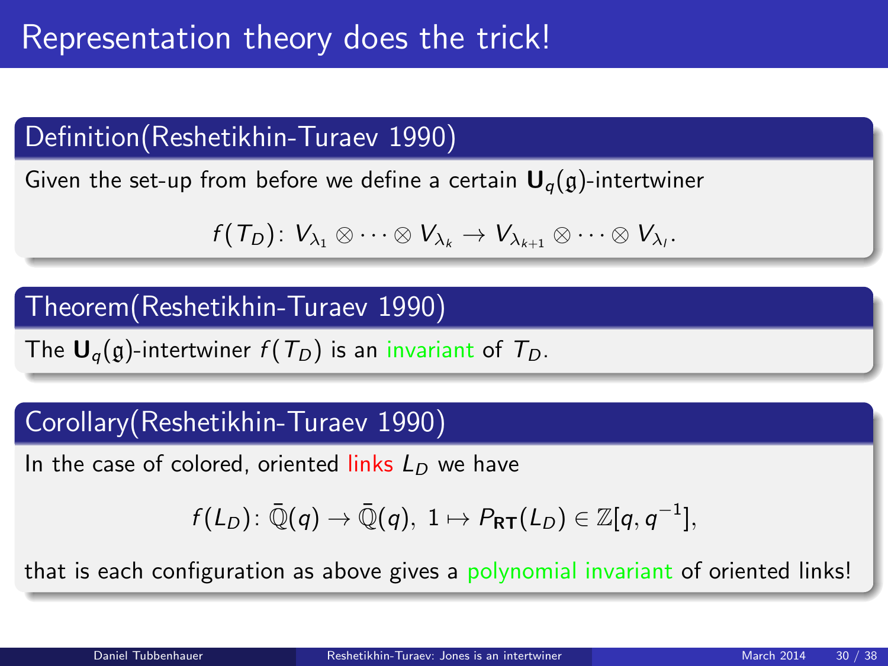# Representation theory does the trick!

**Definition (Reshetikhin-Turaev 1990)**

Given the set-up from before we define a certain $\mathbf{U}_q(\mathfrak{g})$-intertwiner

$$f(T_D)\colon V_{\lambda_1} \otimes \cdots \otimes V_{\lambda_k} \to V_{\lambda_{k+1}} \otimes \cdots \otimes V_{\lambda_l}.$$

**Theorem (Reshetikhin-Turaev 1990)**

The $\mathbf{U}_q(\mathfrak{g})$-intertwiner $f(T_D)$ is an invariant of $T_D$.

**Corollary (Reshetikhin-Turaev 1990)**

In the case of colored, oriented links $L_D$ we have

$$f(L_D)\colon \bar{\mathbb{Q}}(q) \to \bar{\mathbb{Q}}(q),\ 1 \mapsto P_{\mathbf{RT}}(L_D) \in \mathbb{Z}[q, q^{-1}],$$

that is each configuration as above gives a polynomial invariant of oriented links!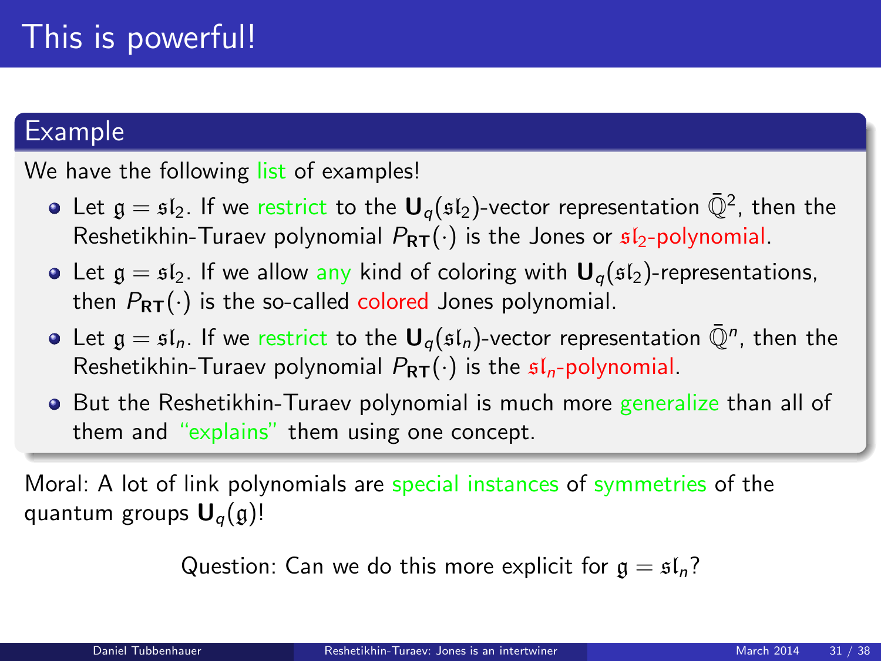# This is powerful!

## Example

We have the following list of examples!

- Let $\mathfrak{g} = \mathfrak{sl}_2$. If we restrict to the $\mathbf{U}_q(\mathfrak{sl}_2)$-vector representation $\bar{\mathbb{Q}}^2$, then the Reshetikhin-Turaev polynomial $P_{\mathbf{RT}}(\cdot)$ is the Jones or $\mathfrak{sl}_2$-polynomial.
- Let $\mathfrak{g} = \mathfrak{sl}_2$. If we allow any kind of coloring with $\mathbf{U}_q(\mathfrak{sl}_2)$-representations, then $P_{\mathbf{RT}}(\cdot)$ is the so-called colored Jones polynomial.
- Let $\mathfrak{g} = \mathfrak{sl}_n$. If we restrict to the $\mathbf{U}_q(\mathfrak{sl}_n)$-vector representation $\bar{\mathbb{Q}}^n$, then the Reshetikhin-Turaev polynomial $P_{\mathbf{RT}}(\cdot)$ is the $\mathfrak{sl}_n$-polynomial.
- But the Reshetikhin-Turaev polynomial is much more generalize than all of them and "explains" them using one concept.

Moral: A lot of link polynomials are special instances of symmetries of the quantum groups $\mathbf{U}_q(\mathfrak{g})$!

Question: Can we do this more explicit for $\mathfrak{g} = \mathfrak{sl}_n$?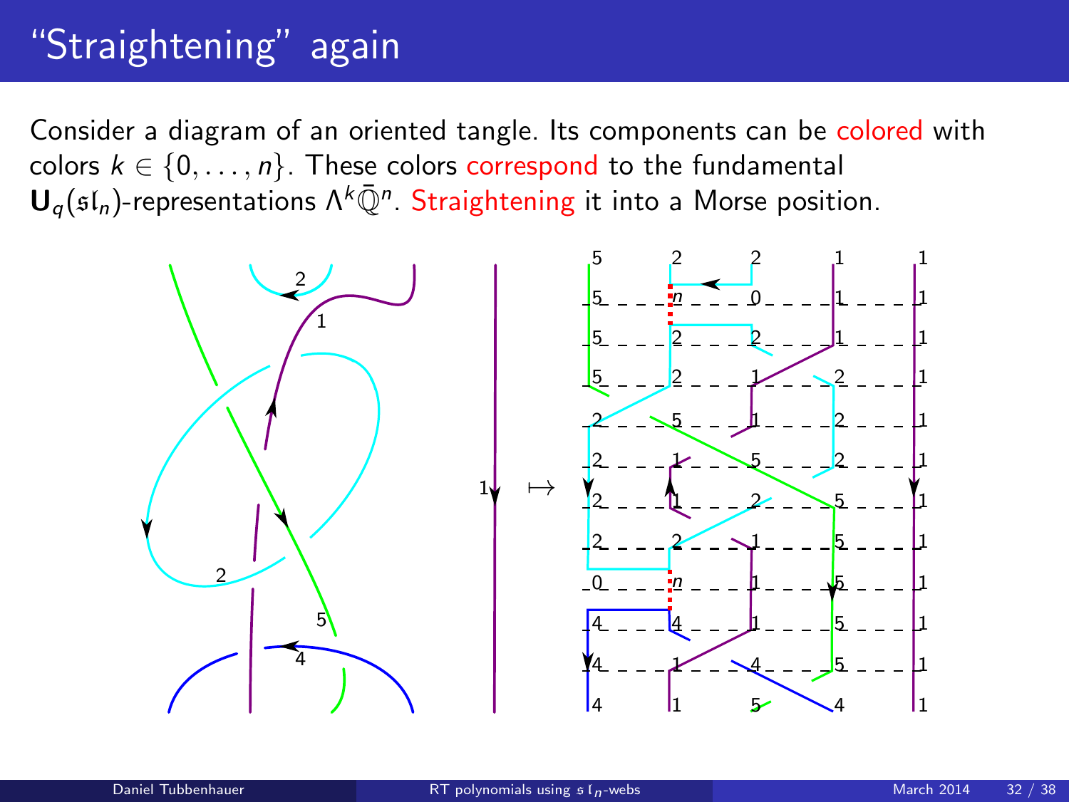# "Straightening" again

Consider a diagram of an oriented tangle. Its components can be colored with colors $k \in \{0, \ldots, n\}$. These colors correspond to the fundamental $\mathbf{U}_q(\mathfrak{sl}_n)$-representations $\Lambda^k \bar{\mathbb{Q}}^n$. Straightening it into a Morse position.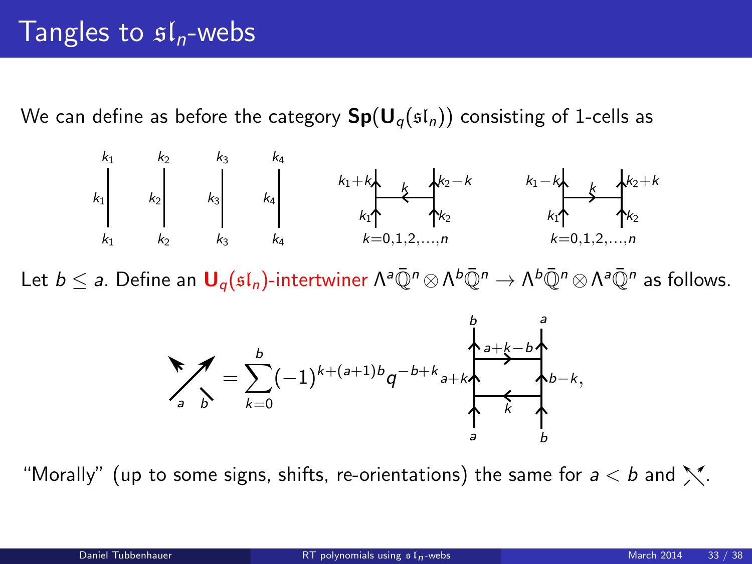# Tangles to $\mathfrak{sl}_n$-webs

We can define as before the category $\mathbf{Sp}(\mathbf{U}_q(\mathfrak{sl}_n))$ consisting of 1-cells as

$k_1 \quad k_2 \quad k_3 \quad k_4$

$k=0,1,2,\dots,n \qquad k=0,1,2,\dots,n$

Let $b \leq a$. Define an $\mathbf{U}_q(\mathfrak{sl}_n)$-intertwiner $\Lambda^a\bar{\mathbb{Q}}^n \otimes \Lambda^b\bar{\mathbb{Q}}^n \to \Lambda^b\bar{\mathbb{Q}}^n \otimes \Lambda^a\bar{\mathbb{Q}}^n$ as follows.

$$= \sum_{k=0}^{b} (-1)^{k+(a+1)b} q^{-b+k}$$

"Morally" (up to some signs, shifts, re-orientations) the same for $a < b$ and the other crossing.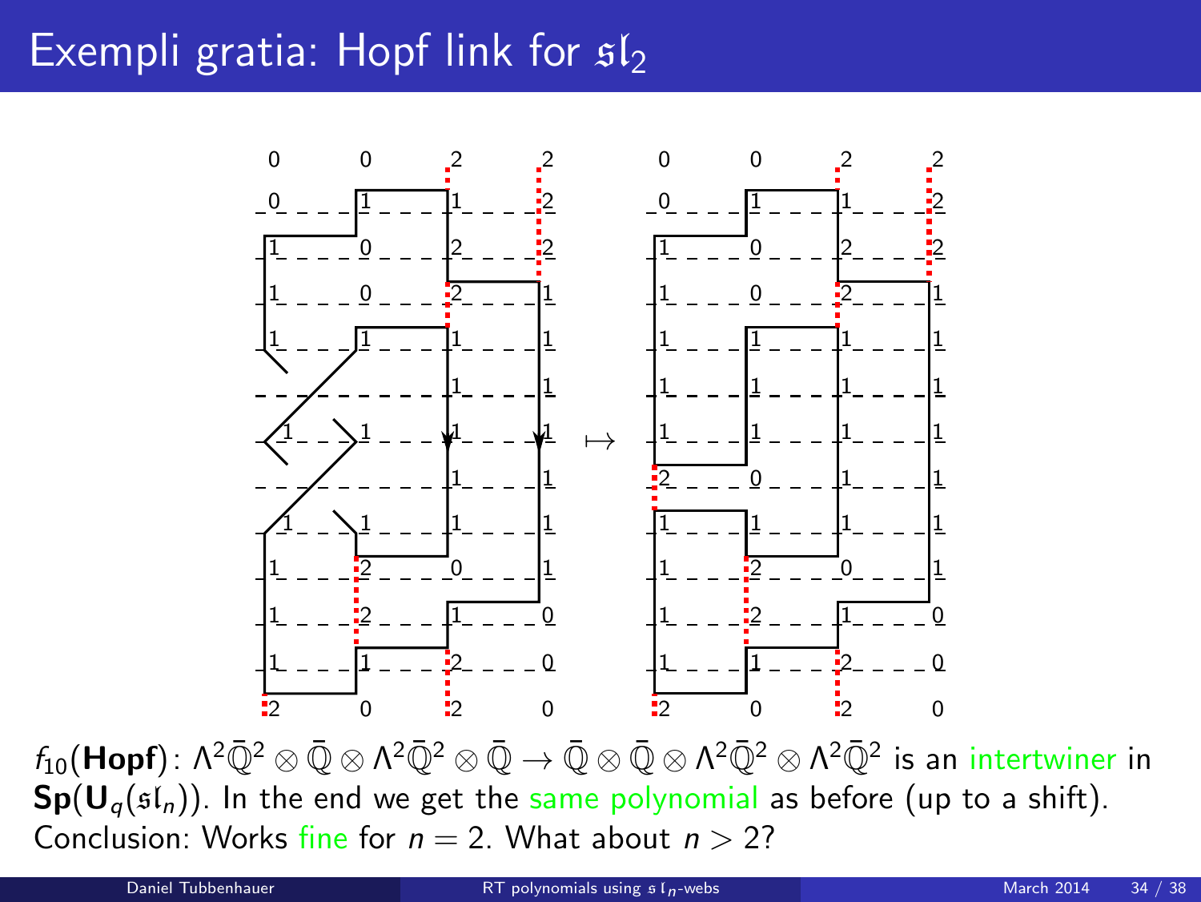# Exempli gratia: Hopf link for $\mathfrak{sl}_2$

$f_{10}(\textbf{Hopf})\colon \Lambda^2\bar{\mathbb{Q}}^2 \otimes \bar{\mathbb{Q}} \otimes \Lambda^2\bar{\mathbb{Q}}^2 \otimes \bar{\mathbb{Q}} \to \bar{\mathbb{Q}} \otimes \bar{\mathbb{Q}} \otimes \Lambda^2\bar{\mathbb{Q}}^2 \otimes \Lambda^2\bar{\mathbb{Q}}^2$ is an intertwiner in $\mathbf{Sp}(\mathbf{U}_q(\mathfrak{sl}_n))$. In the end we get the same polynomial as before (up to a shift).

Conclusion: Works fine for $n=2$. What about $n>2$?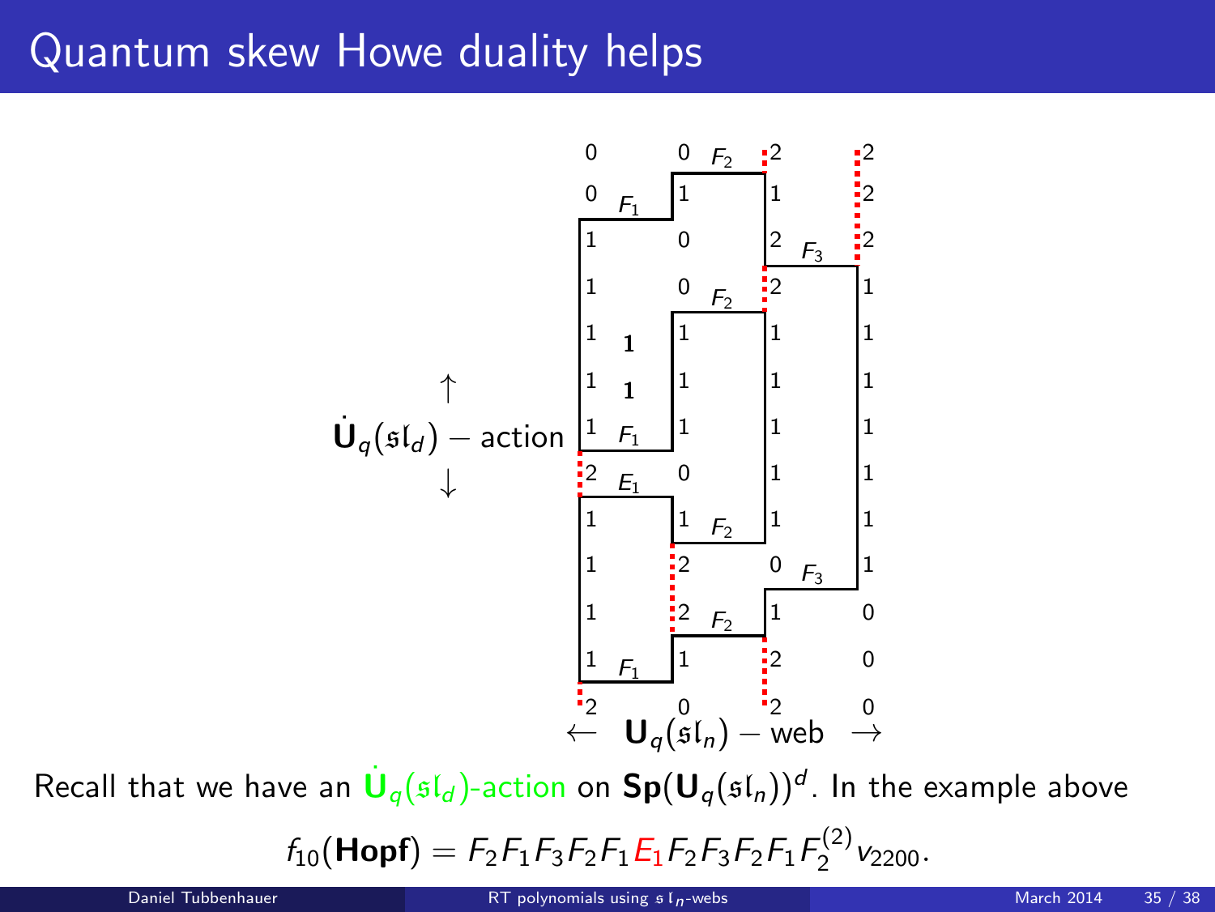# Quantum skew Howe duality helps

$\dot{\mathbf{U}}_q(\mathfrak{sl}_d)$ − action

$\leftarrow$ $\mathbf{U}_q(\mathfrak{sl}_n)$ − web $\rightarrow$

Recall that we have an $\dot{\mathbf{U}}_q(\mathfrak{sl}_d)$-action on $\mathbf{Sp}(\mathbf{U}_q(\mathfrak{sl}_n))^d$. In the example above

$$f_{10}(\mathbf{Hopf}) = F_2F_1F_3F_2F_1E_1F_2F_3F_2F_1F_2^{(2)}v_{2200}.$$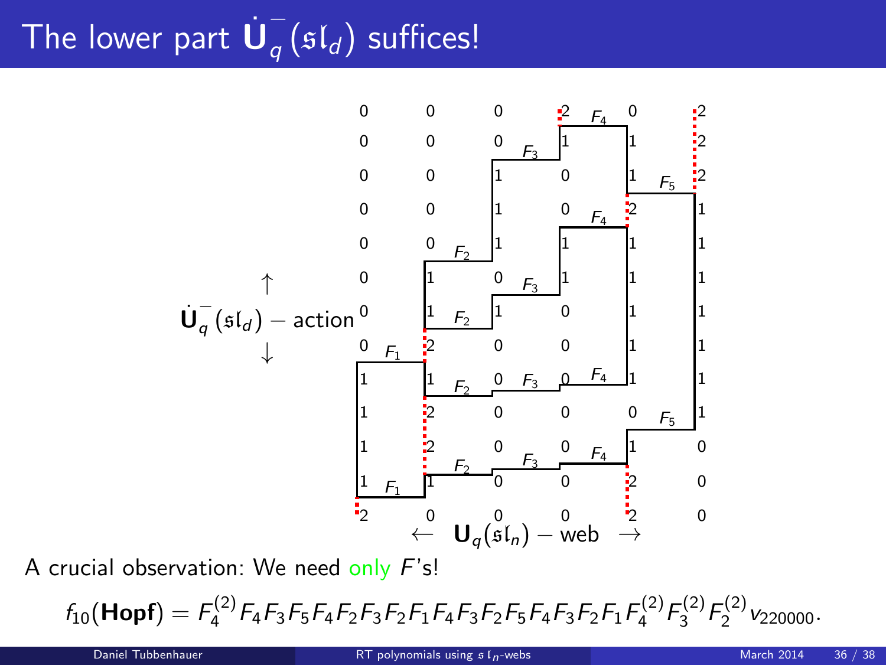# The lower part $\dot{\mathbf{U}}_q^-(\mathfrak{sl}_d)$ suffices!

A crucial observation: We need only $F$'s!

$$f_{10}(\mathbf{Hopf}) = F_4^{(2)} F_4 F_3 F_5 F_4 F_2 F_3 F_2 F_1 F_4 F_3 F_2 F_5 F_4 F_3 F_2 F_1 F_4^{(2)} F_3^{(2)} F_2^{(2)} v_{220000}.$$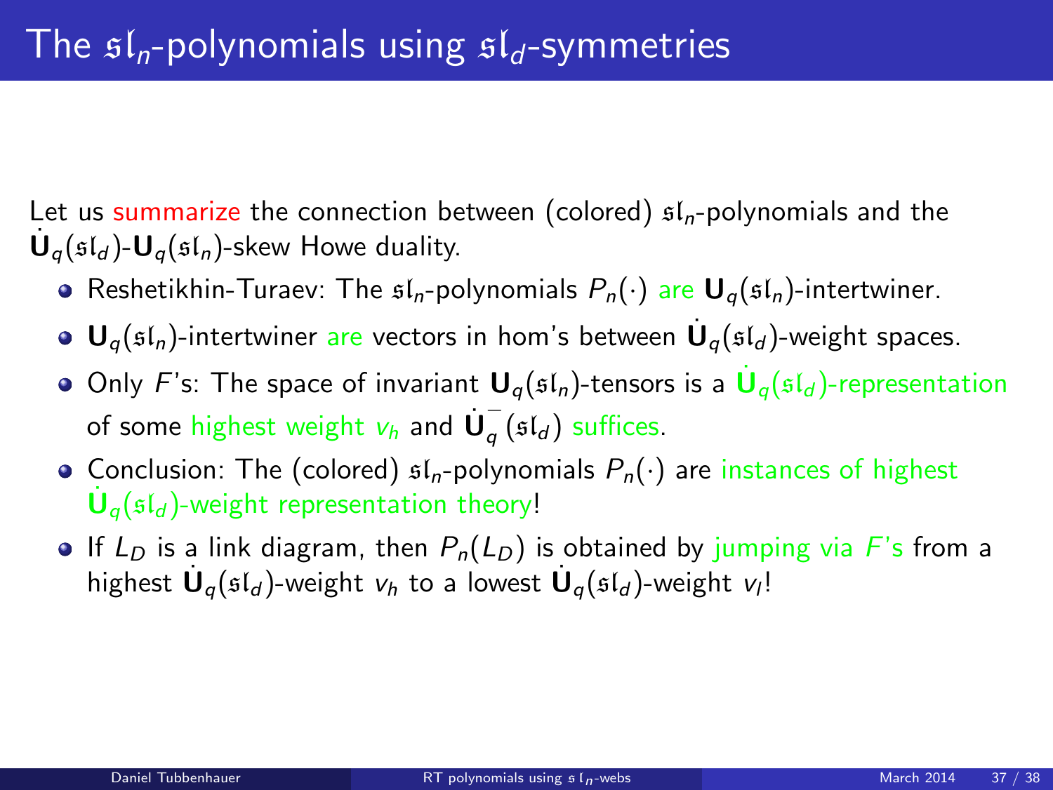# The $\mathfrak{sl}_n$-polynomials using $\mathfrak{sl}_d$-symmetries

Let us summarize the connection between (colored) $\mathfrak{sl}_n$-polynomials and the $\dot{\mathbf{U}}_q(\mathfrak{sl}_d)$-$\mathbf{U}_q(\mathfrak{sl}_n)$-skew Howe duality.

- Reshetikhin-Turaev: The $\mathfrak{sl}_n$-polynomials $P_n(\cdot)$ are $\mathbf{U}_q(\mathfrak{sl}_n)$-intertwiner.
- $\mathbf{U}_q(\mathfrak{sl}_n)$-intertwiner are vectors in hom's between $\dot{\mathbf{U}}_q(\mathfrak{sl}_d)$-weight spaces.
- Only $F$'s: The space of invariant $\mathbf{U}_q(\mathfrak{sl}_n)$-tensors is a $\dot{\mathbf{U}}_q(\mathfrak{sl}_d)$-representation of some highest weight $v_h$ and $\dot{\mathbf{U}}_q^-(\mathfrak{sl}_d)$ suffices.
- Conclusion: The (colored) $\mathfrak{sl}_n$-polynomials $P_n(\cdot)$ are instances of highest $\dot{\mathbf{U}}_q(\mathfrak{sl}_d)$-weight representation theory!
- If $L_D$ is a link diagram, then $P_n(L_D)$ is obtained by jumping via $F$'s from a highest $\dot{\mathbf{U}}_q(\mathfrak{sl}_d)$-weight $v_h$ to a lowest $\dot{\mathbf{U}}_q(\mathfrak{sl}_d)$-weight $v_l$!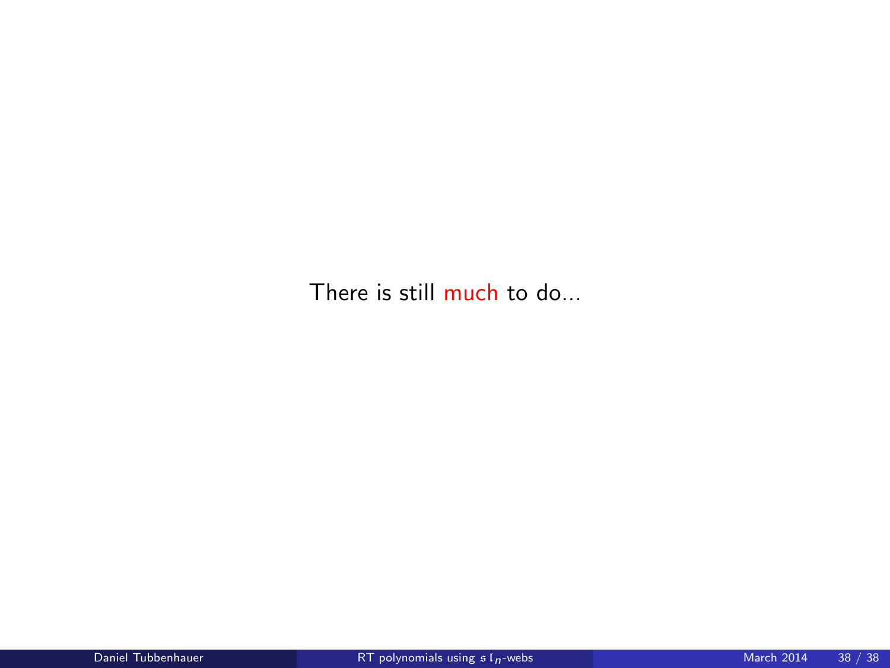There is still much to do...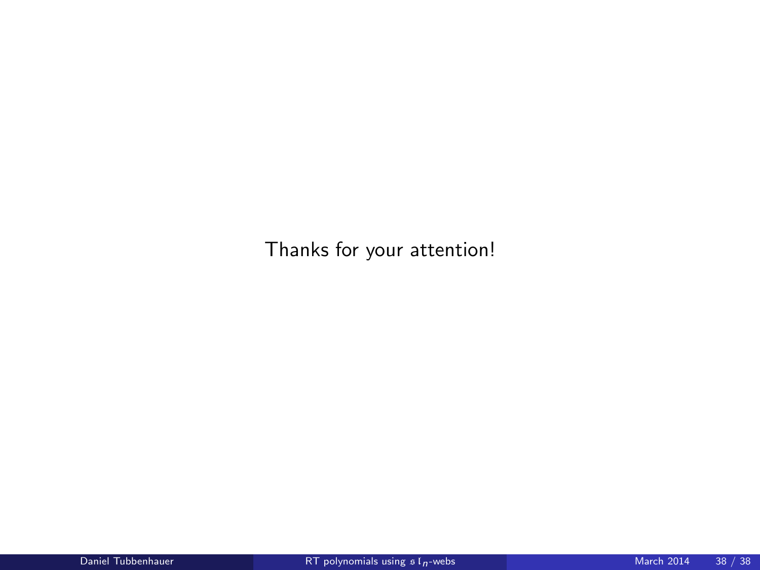Thanks for your attention!